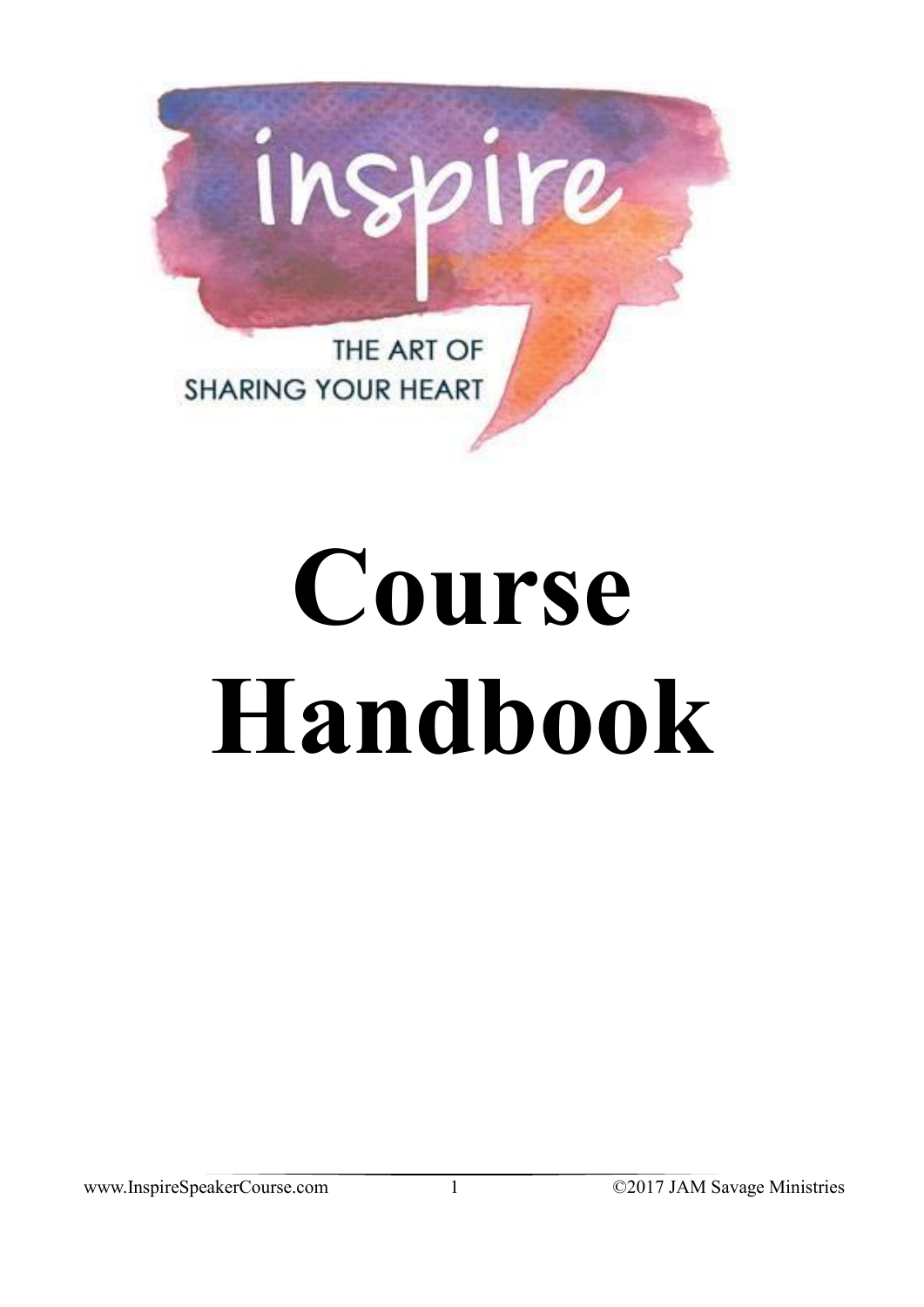inspire

THE ART OF SHARING YOUR HEART

# Course Handbook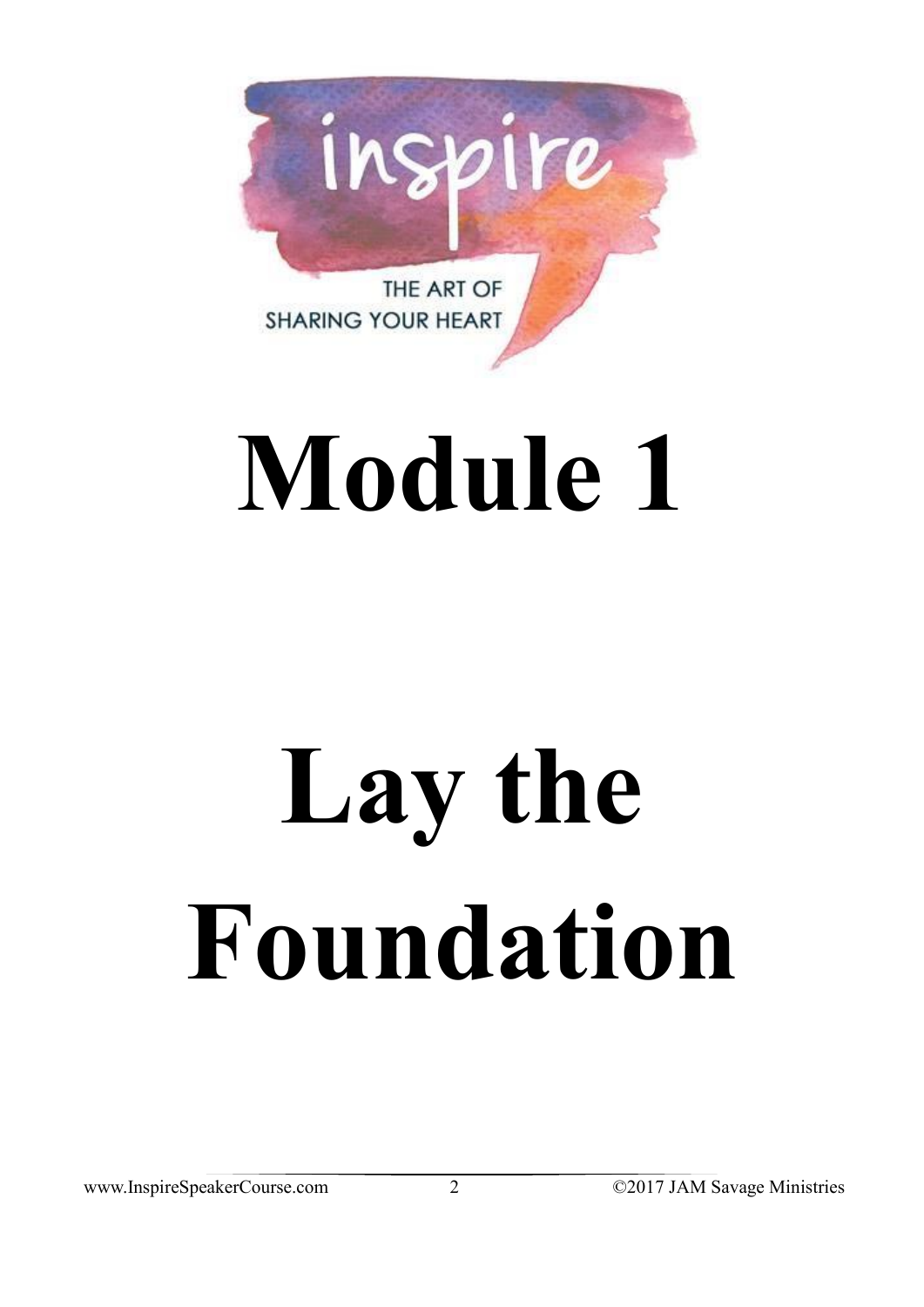inspire

THE ART OF SHARING YOUR HEART

# Module 1

# Lay the Foundation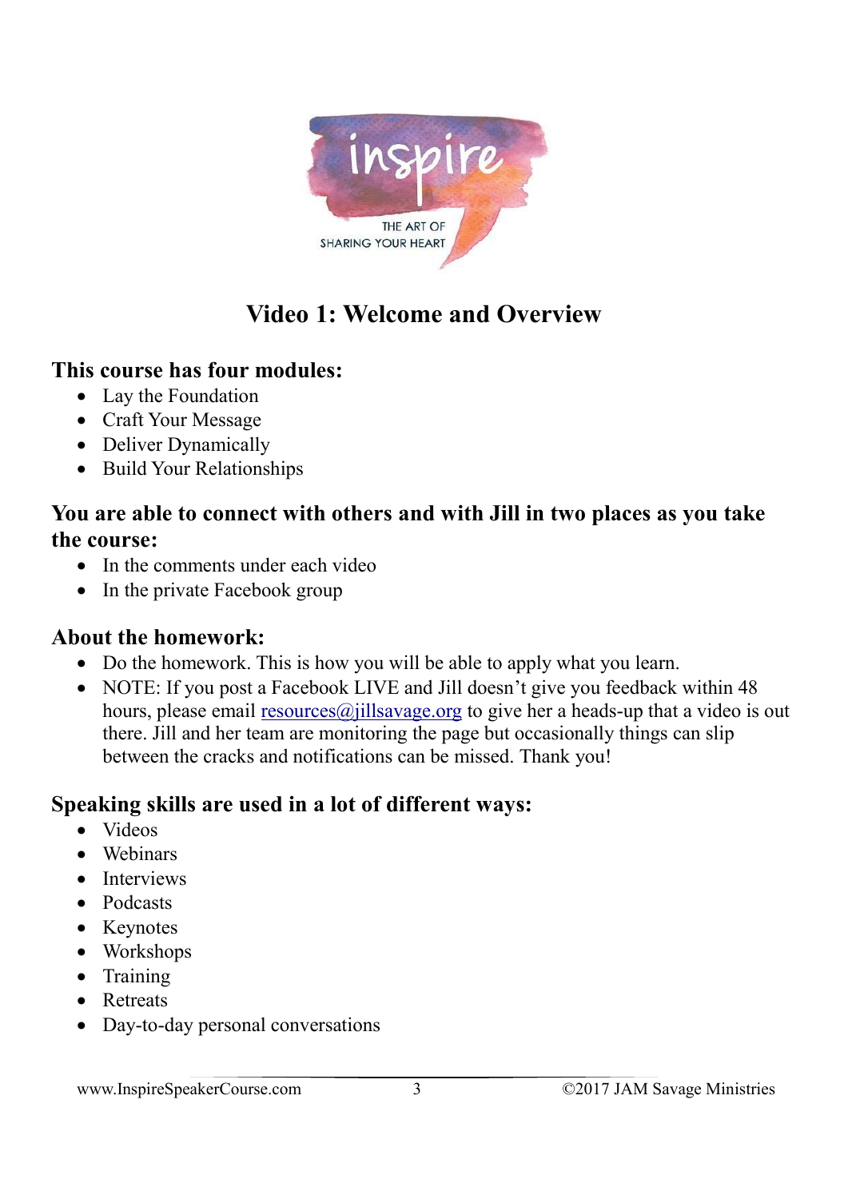# Video 1: Welcome and Overview

### This course has four modules:

- Lay the Foundation
- Craft Your Message
- Deliver Dynamically
- Build Your Relationships

### You are able to connect with others and with Jill in two places as you take the course:

- In the comments under each video
- In the private Facebook group

### About the homework:

- Do the homework. This is how you will be able to apply what you learn.
- NOTE: If you post a Facebook LIVE and Jill doesn't give you feedback within 48 hours, please email resources@jillsavage.org to give her a heads-up that a video is out there. Jill and her team are monitoring the page but occasionally things can slip between the cracks and notifications can be missed. Thank you!

### Speaking skills are used in a lot of different ways:

- Videos
- Webinars
- Interviews
- Podcasts
- Keynotes
- Workshops
- Training
- Retreats
- Day-to-day personal conversations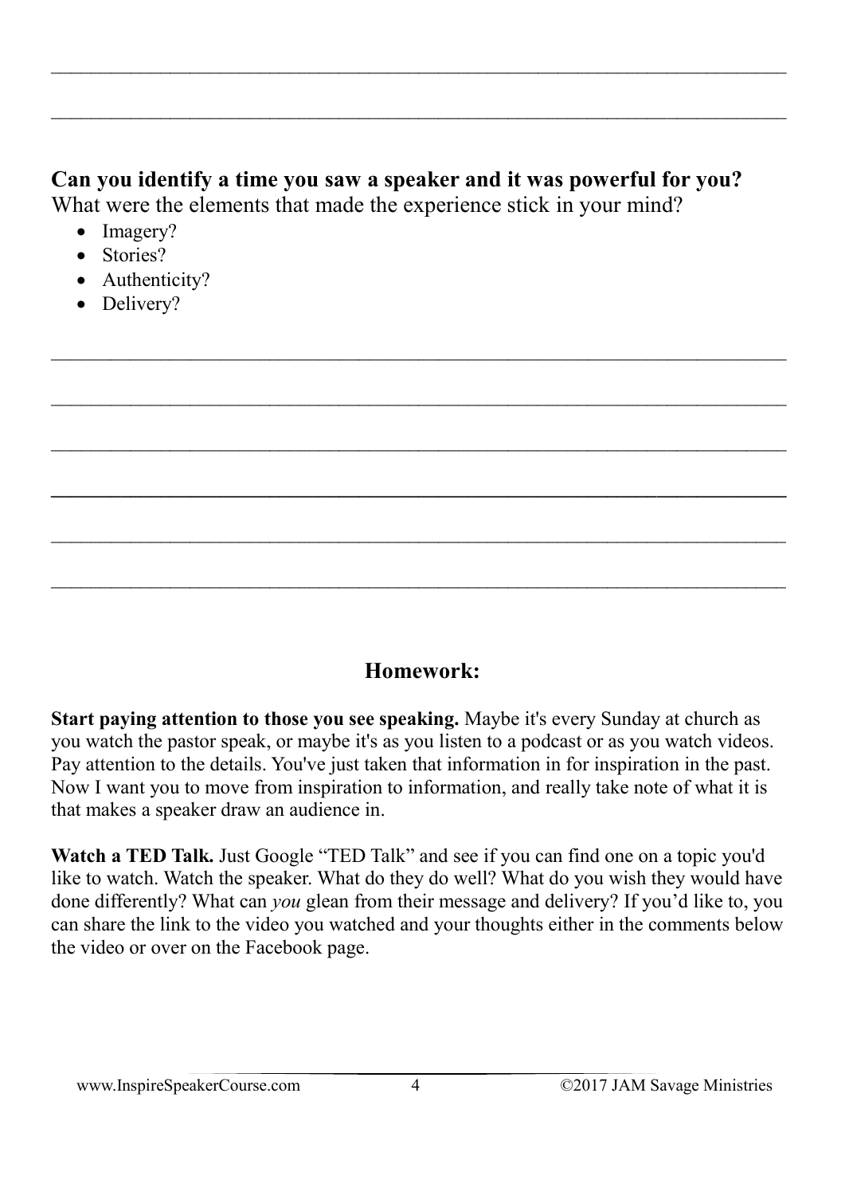**Can you identify a time you saw a speaker and it was powerful for you?**
What were the elements that made the experience stick in your mind?

- Imagery?
- Stories?
- Authenticity?
- Delivery?

## Homework:

**Start paying attention to those you see speaking.** Maybe it's every Sunday at church as you watch the pastor speak, or maybe it's as you listen to a podcast or as you watch videos. Pay attention to the details. You've just taken that information in for inspiration in the past. Now I want you to move from inspiration to information, and really take note of what it is that makes a speaker draw an audience in.

**Watch a TED Talk.** Just Google "TED Talk" and see if you can find one on a topic you'd like to watch. Watch the speaker. What do they do well? What do you wish they would have done differently? What can *you* glean from their message and delivery? If you'd like to, you can share the link to the video you watched and your thoughts either in the comments below the video or over on the Facebook page.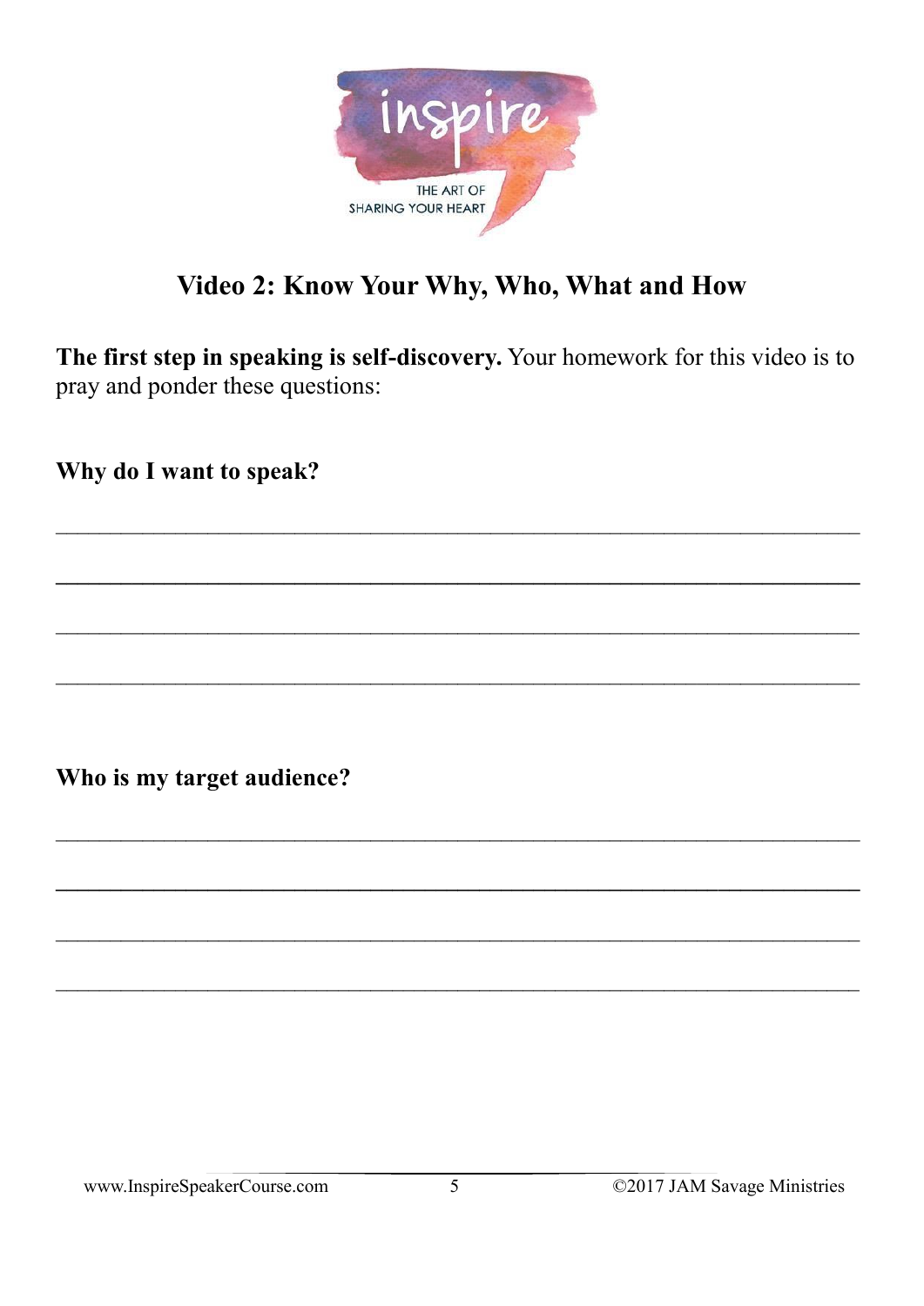# Video 2: Know Your Why, Who, What and How

**The first step in speaking is self-discovery.** Your homework for this video is to pray and ponder these questions:

**Why do I want to speak?**

_______________________________________________________________

_______________________________________________________________

_______________________________________________________________

_______________________________________________________________

**Who is my target audience?**

_______________________________________________________________

_______________________________________________________________

_______________________________________________________________

_______________________________________________________________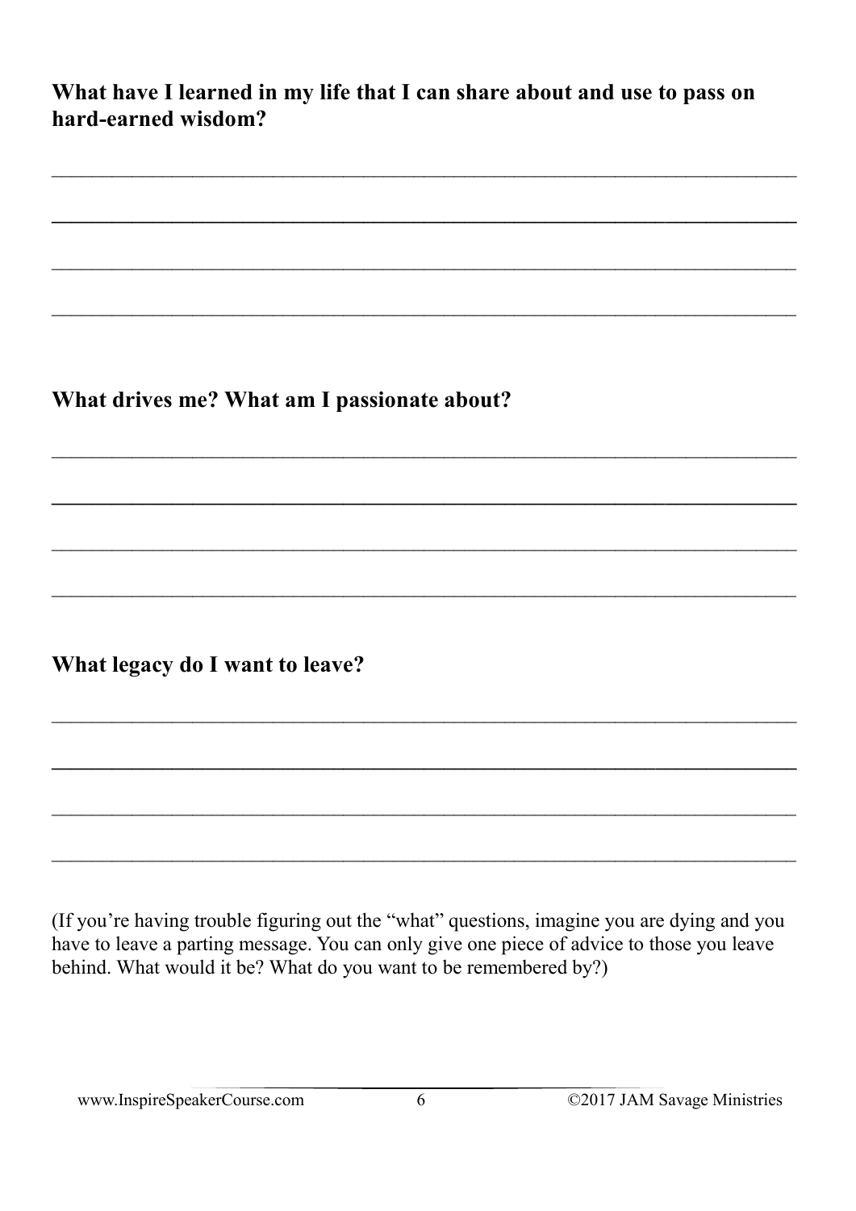**What have I learned in my life that I can share about and use to pass on hard-earned wisdom?**

\_\_\_\_\_\_\_\_\_\_\_\_\_\_\_\_\_\_\_\_\_\_\_\_\_\_\_\_\_\_\_\_\_\_\_\_\_\_\_\_\_\_\_\_\_\_\_\_\_\_\_\_\_\_\_\_\_\_\_\_\_\_\_\_\_\_\_\_\_\_

\_\_\_\_\_\_\_\_\_\_\_\_\_\_\_\_\_\_\_\_\_\_\_\_\_\_\_\_\_\_\_\_\_\_\_\_\_\_\_\_\_\_\_\_\_\_\_\_\_\_\_\_\_\_\_\_\_\_\_\_\_\_\_\_\_\_\_\_\_\_

\_\_\_\_\_\_\_\_\_\_\_\_\_\_\_\_\_\_\_\_\_\_\_\_\_\_\_\_\_\_\_\_\_\_\_\_\_\_\_\_\_\_\_\_\_\_\_\_\_\_\_\_\_\_\_\_\_\_\_\_\_\_\_\_\_\_\_\_\_\_

\_\_\_\_\_\_\_\_\_\_\_\_\_\_\_\_\_\_\_\_\_\_\_\_\_\_\_\_\_\_\_\_\_\_\_\_\_\_\_\_\_\_\_\_\_\_\_\_\_\_\_\_\_\_\_\_\_\_\_\_\_\_\_\_\_\_\_\_\_\_

**What drives me? What am I passionate about?**

\_\_\_\_\_\_\_\_\_\_\_\_\_\_\_\_\_\_\_\_\_\_\_\_\_\_\_\_\_\_\_\_\_\_\_\_\_\_\_\_\_\_\_\_\_\_\_\_\_\_\_\_\_\_\_\_\_\_\_\_\_\_\_\_\_\_\_\_\_\_

\_\_\_\_\_\_\_\_\_\_\_\_\_\_\_\_\_\_\_\_\_\_\_\_\_\_\_\_\_\_\_\_\_\_\_\_\_\_\_\_\_\_\_\_\_\_\_\_\_\_\_\_\_\_\_\_\_\_\_\_\_\_\_\_\_\_\_\_\_\_

\_\_\_\_\_\_\_\_\_\_\_\_\_\_\_\_\_\_\_\_\_\_\_\_\_\_\_\_\_\_\_\_\_\_\_\_\_\_\_\_\_\_\_\_\_\_\_\_\_\_\_\_\_\_\_\_\_\_\_\_\_\_\_\_\_\_\_\_\_\_

\_\_\_\_\_\_\_\_\_\_\_\_\_\_\_\_\_\_\_\_\_\_\_\_\_\_\_\_\_\_\_\_\_\_\_\_\_\_\_\_\_\_\_\_\_\_\_\_\_\_\_\_\_\_\_\_\_\_\_\_\_\_\_\_\_\_\_\_\_\_

**What legacy do I want to leave?**

\_\_\_\_\_\_\_\_\_\_\_\_\_\_\_\_\_\_\_\_\_\_\_\_\_\_\_\_\_\_\_\_\_\_\_\_\_\_\_\_\_\_\_\_\_\_\_\_\_\_\_\_\_\_\_\_\_\_\_\_\_\_\_\_\_\_\_\_\_\_

\_\_\_\_\_\_\_\_\_\_\_\_\_\_\_\_\_\_\_\_\_\_\_\_\_\_\_\_\_\_\_\_\_\_\_\_\_\_\_\_\_\_\_\_\_\_\_\_\_\_\_\_\_\_\_\_\_\_\_\_\_\_\_\_\_\_\_\_\_\_

\_\_\_\_\_\_\_\_\_\_\_\_\_\_\_\_\_\_\_\_\_\_\_\_\_\_\_\_\_\_\_\_\_\_\_\_\_\_\_\_\_\_\_\_\_\_\_\_\_\_\_\_\_\_\_\_\_\_\_\_\_\_\_\_\_\_\_\_\_\_

\_\_\_\_\_\_\_\_\_\_\_\_\_\_\_\_\_\_\_\_\_\_\_\_\_\_\_\_\_\_\_\_\_\_\_\_\_\_\_\_\_\_\_\_\_\_\_\_\_\_\_\_\_\_\_\_\_\_\_\_\_\_\_\_\_\_\_\_\_\_

(If you're having trouble figuring out the "what" questions, imagine you are dying and you have to leave a parting message. You can only give one piece of advice to those you leave behind. What would it be? What do you want to be remembered by?)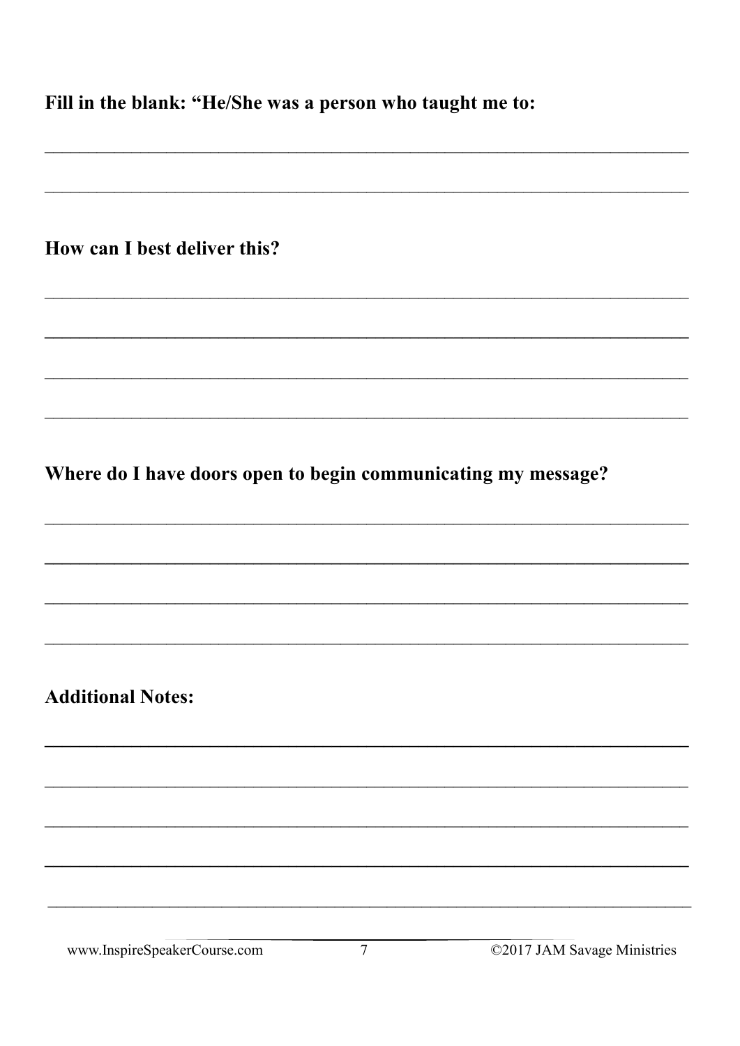**Fill in the blank: "He/She was a person who taught me to:**

______________________________________________________________________

______________________________________________________________________

**How can I best deliver this?**

______________________________________________________________________

______________________________________________________________________

______________________________________________________________________

______________________________________________________________________

**Where do I have doors open to begin communicating my message?**

______________________________________________________________________

______________________________________________________________________

______________________________________________________________________

______________________________________________________________________

**Additional Notes:**

______________________________________________________________________

______________________________________________________________________

______________________________________________________________________

______________________________________________________________________

______________________________________________________________________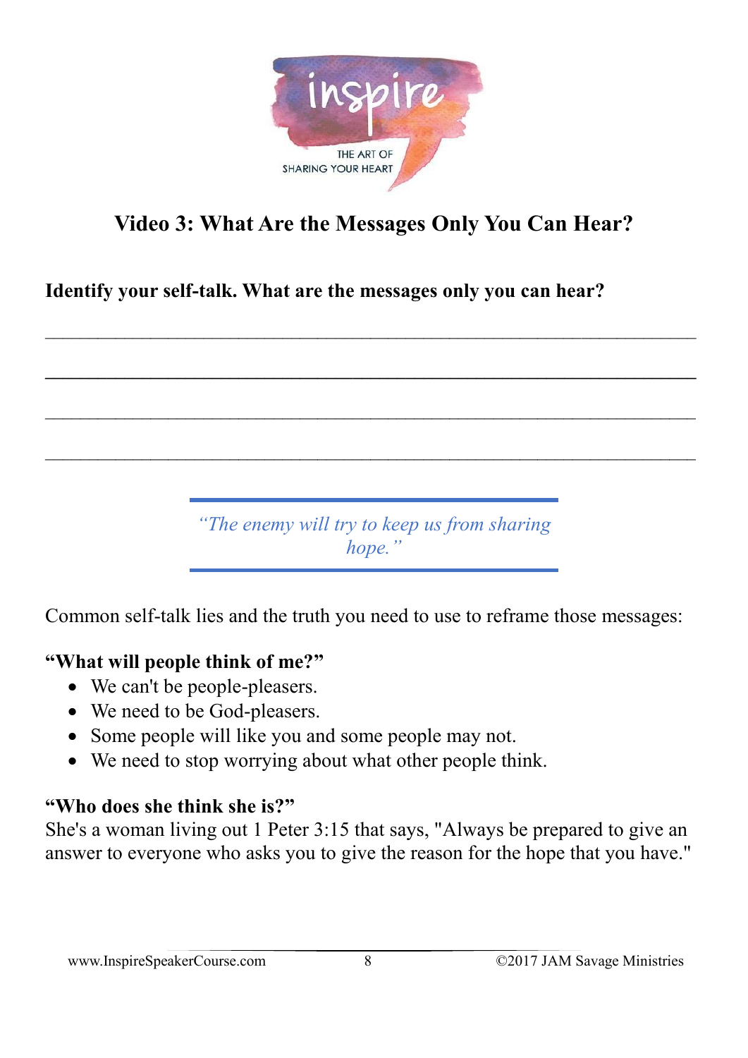# Video 3: What Are the Messages Only You Can Hear?

**Identify your self-talk. What are the messages only you can hear?**

\_\_\_\_\_\_\_\_\_\_\_\_\_\_\_\_\_\_\_\_\_\_\_\_\_\_\_\_\_\_\_\_\_\_\_\_\_\_\_\_\_\_\_\_\_\_\_\_\_\_\_\_\_\_\_\_\_\_\_\_\_\_

\_\_\_\_\_\_\_\_\_\_\_\_\_\_\_\_\_\_\_\_\_\_\_\_\_\_\_\_\_\_\_\_\_\_\_\_\_\_\_\_\_\_\_\_\_\_\_\_\_\_\_\_\_\_\_\_\_\_\_\_\_\_

\_\_\_\_\_\_\_\_\_\_\_\_\_\_\_\_\_\_\_\_\_\_\_\_\_\_\_\_\_\_\_\_\_\_\_\_\_\_\_\_\_\_\_\_\_\_\_\_\_\_\_\_\_\_\_\_\_\_\_\_\_\_

\_\_\_\_\_\_\_\_\_\_\_\_\_\_\_\_\_\_\_\_\_\_\_\_\_\_\_\_\_\_\_\_\_\_\_\_\_\_\_\_\_\_\_\_\_\_\_\_\_\_\_\_\_\_\_\_\_\_\_\_\_\_

> *"The enemy will try to keep us from sharing hope."*

Common self-talk lies and the truth you need to use to reframe those messages:

**"What will people think of me?"**

- We can't be people-pleasers.
- We need to be God-pleasers.
- Some people will like you and some people may not.
- We need to stop worrying about what other people think.

**"Who does she think she is?"**

She's a woman living out 1 Peter 3:15 that says, "Always be prepared to give an answer to everyone who asks you to give the reason for the hope that you have."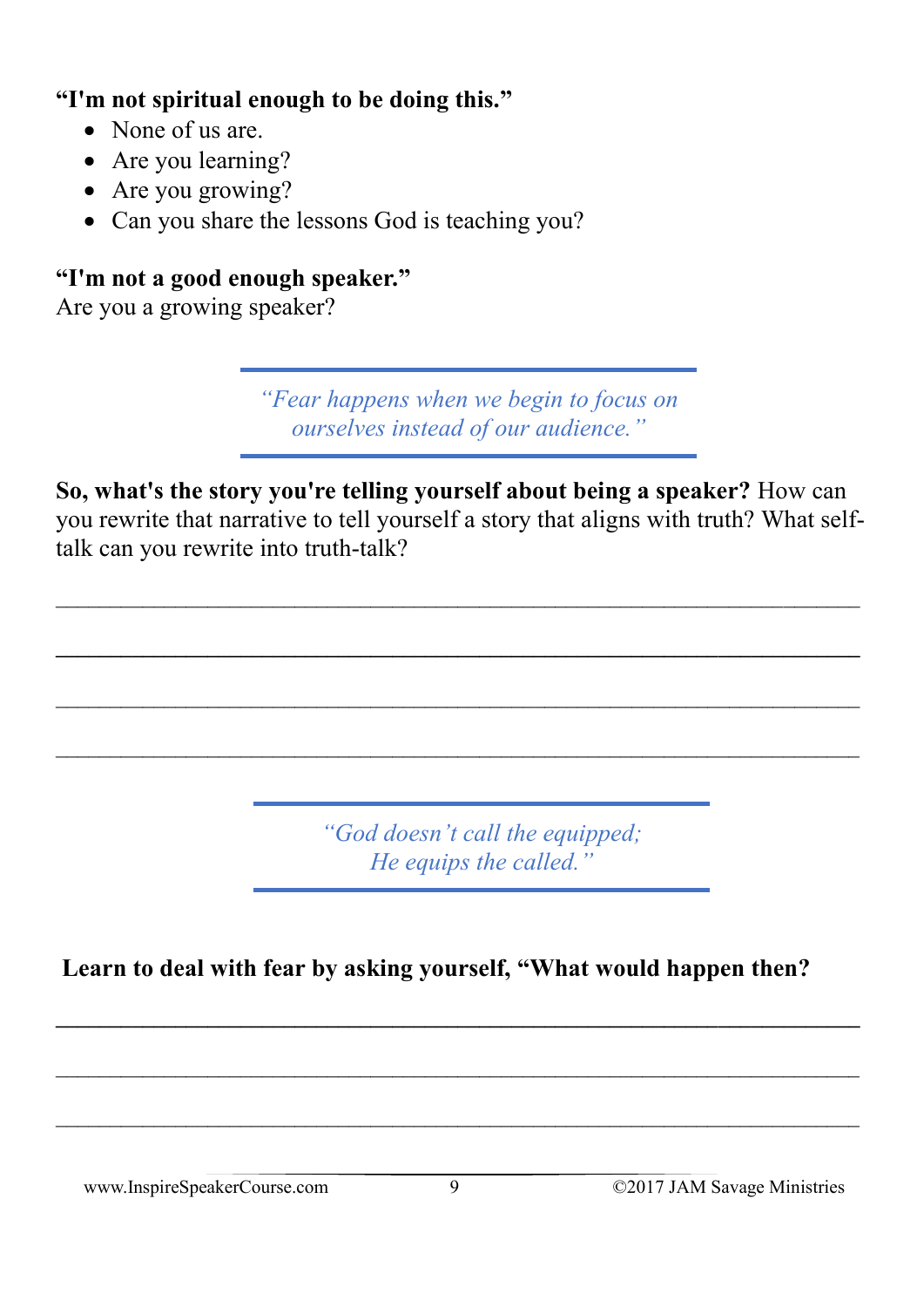**“I'm not spiritual enough to be doing this.”**

- None of us are.
- Are you learning?
- Are you growing?
- Can you share the lessons God is teaching you?

**“I'm not a good enough speaker.”**
Are you a growing speaker?

> *“Fear happens when we begin to focus on ourselves instead of our audience.”*

**So, what's the story you're telling yourself about being a speaker?** How can you rewrite that narrative to tell yourself a story that aligns with truth? What self-talk can you rewrite into truth-talk?

\_\_\_\_\_\_\_\_\_\_\_\_\_\_\_\_\_\_\_\_\_\_\_\_\_\_\_\_\_\_\_\_\_\_\_\_\_\_\_\_\_\_\_\_\_\_\_\_\_\_\_\_\_\_\_\_\_\_\_\_

\_\_\_\_\_\_\_\_\_\_\_\_\_\_\_\_\_\_\_\_\_\_\_\_\_\_\_\_\_\_\_\_\_\_\_\_\_\_\_\_\_\_\_\_\_\_\_\_\_\_\_\_\_\_\_\_\_\_\_\_

\_\_\_\_\_\_\_\_\_\_\_\_\_\_\_\_\_\_\_\_\_\_\_\_\_\_\_\_\_\_\_\_\_\_\_\_\_\_\_\_\_\_\_\_\_\_\_\_\_\_\_\_\_\_\_\_\_\_\_\_

\_\_\_\_\_\_\_\_\_\_\_\_\_\_\_\_\_\_\_\_\_\_\_\_\_\_\_\_\_\_\_\_\_\_\_\_\_\_\_\_\_\_\_\_\_\_\_\_\_\_\_\_\_\_\_\_\_\_\_\_

> *“God doesn’t call the equipped; He equips the called.”*

**Learn to deal with fear by asking yourself, “What would happen then?**

\_\_\_\_\_\_\_\_\_\_\_\_\_\_\_\_\_\_\_\_\_\_\_\_\_\_\_\_\_\_\_\_\_\_\_\_\_\_\_\_\_\_\_\_\_\_\_\_\_\_\_\_\_\_\_\_\_\_\_\_

\_\_\_\_\_\_\_\_\_\_\_\_\_\_\_\_\_\_\_\_\_\_\_\_\_\_\_\_\_\_\_\_\_\_\_\_\_\_\_\_\_\_\_\_\_\_\_\_\_\_\_\_\_\_\_\_\_\_\_\_

\_\_\_\_\_\_\_\_\_\_\_\_\_\_\_\_\_\_\_\_\_\_\_\_\_\_\_\_\_\_\_\_\_\_\_\_\_\_\_\_\_\_\_\_\_\_\_\_\_\_\_\_\_\_\_\_\_\_\_\_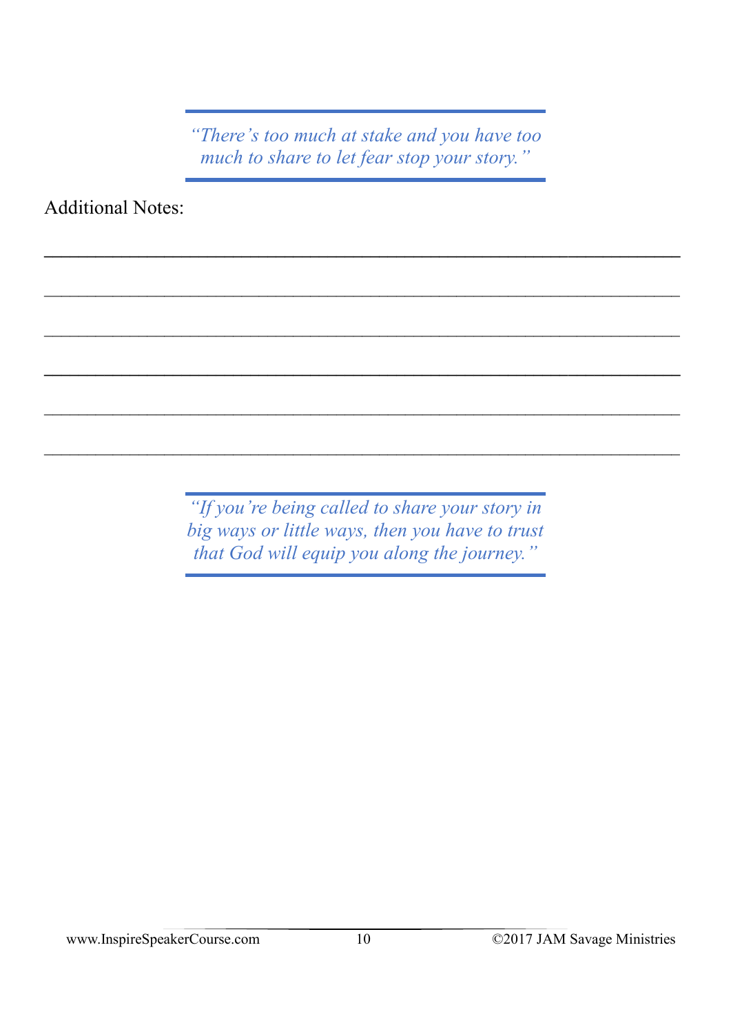> *"There's too much at stake and you have too much to share to let fear stop your story."*

Additional Notes:

\_\_\_\_\_\_\_\_\_\_\_\_\_\_\_\_\_\_\_\_\_\_\_\_\_\_\_\_\_\_\_\_\_\_\_\_\_\_\_\_\_\_\_\_\_\_\_\_\_\_\_\_\_\_\_\_\_\_\_\_\_\_\_\_\_\_\_\_\_\_

\_\_\_\_\_\_\_\_\_\_\_\_\_\_\_\_\_\_\_\_\_\_\_\_\_\_\_\_\_\_\_\_\_\_\_\_\_\_\_\_\_\_\_\_\_\_\_\_\_\_\_\_\_\_\_\_\_\_\_\_\_\_\_\_\_\_\_\_\_\_

\_\_\_\_\_\_\_\_\_\_\_\_\_\_\_\_\_\_\_\_\_\_\_\_\_\_\_\_\_\_\_\_\_\_\_\_\_\_\_\_\_\_\_\_\_\_\_\_\_\_\_\_\_\_\_\_\_\_\_\_\_\_\_\_\_\_\_\_\_\_

\_\_\_\_\_\_\_\_\_\_\_\_\_\_\_\_\_\_\_\_\_\_\_\_\_\_\_\_\_\_\_\_\_\_\_\_\_\_\_\_\_\_\_\_\_\_\_\_\_\_\_\_\_\_\_\_\_\_\_\_\_\_\_\_\_\_\_\_\_\_

\_\_\_\_\_\_\_\_\_\_\_\_\_\_\_\_\_\_\_\_\_\_\_\_\_\_\_\_\_\_\_\_\_\_\_\_\_\_\_\_\_\_\_\_\_\_\_\_\_\_\_\_\_\_\_\_\_\_\_\_\_\_\_\_\_\_\_\_\_\_

\_\_\_\_\_\_\_\_\_\_\_\_\_\_\_\_\_\_\_\_\_\_\_\_\_\_\_\_\_\_\_\_\_\_\_\_\_\_\_\_\_\_\_\_\_\_\_\_\_\_\_\_\_\_\_\_\_\_\_\_\_\_\_\_\_\_\_\_\_\_

> *"If you're being called to share your story in big ways or little ways, then you have to trust that God will equip you along the journey."*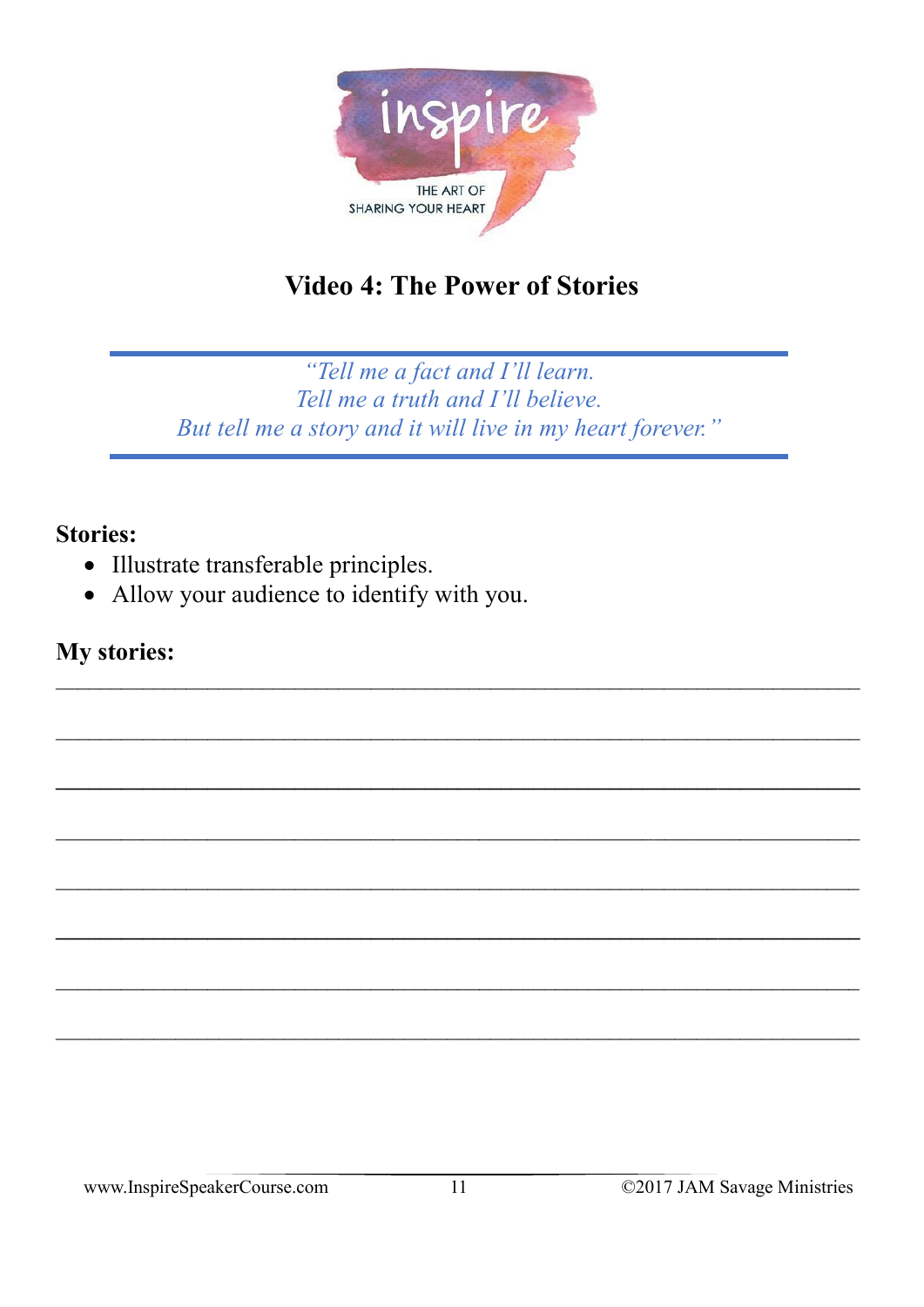inspire

THE ART OF SHARING YOUR HEART

## Video 4: The Power of Stories

---

*"Tell me a fact and I'll learn.*
*Tell me a truth and I'll believe.*
*But tell me a story and it will live in my heart forever."*

---

**Stories:**

- Illustrate transferable principles.
- Allow your audience to identify with you.

**My stories:**

________________________________________________________________

________________________________________________________________

________________________________________________________________

________________________________________________________________

________________________________________________________________

________________________________________________________________

________________________________________________________________

________________________________________________________________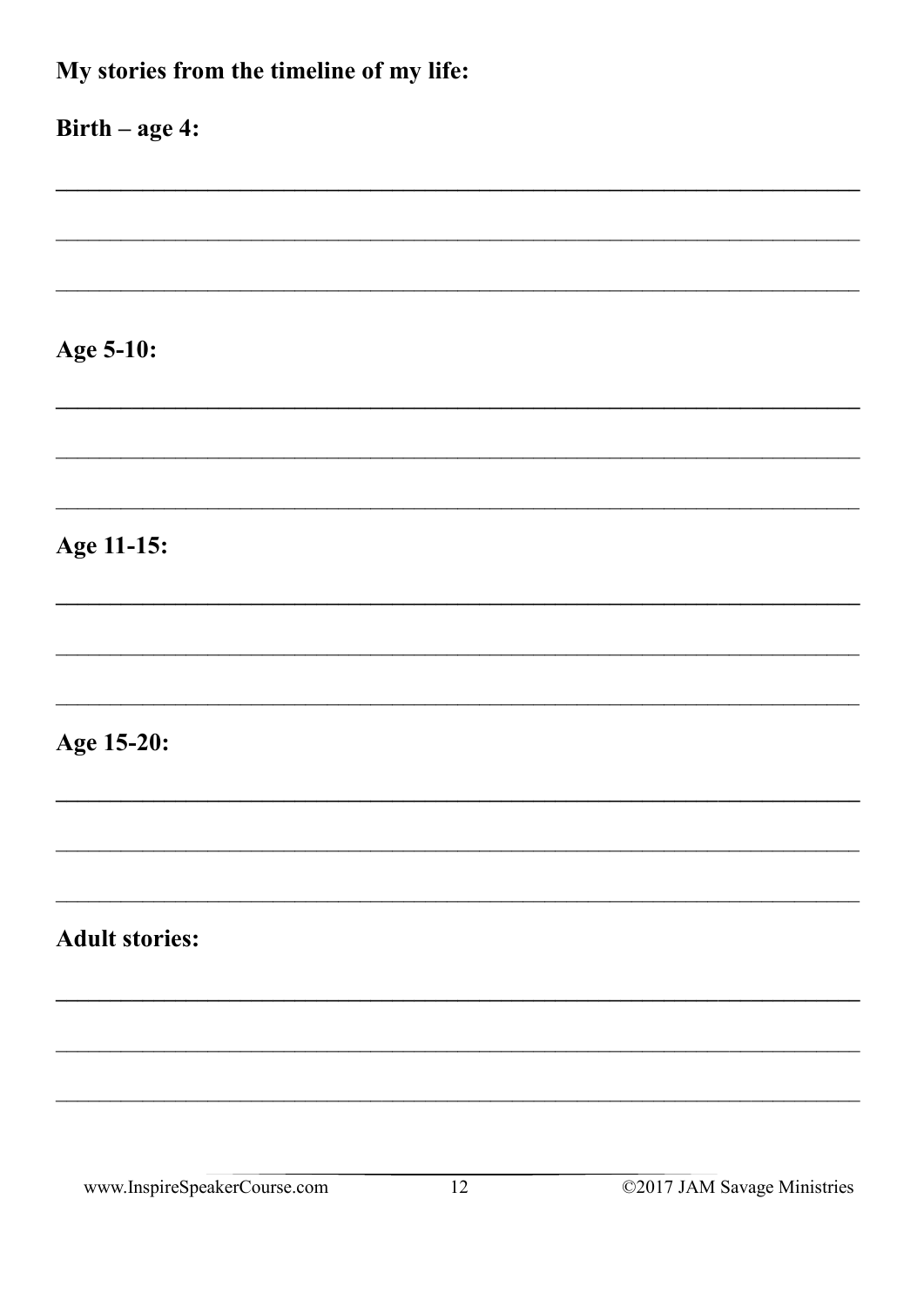**My stories from the timeline of my life:**

**Birth – age 4:**

______________________________________________________________________

______________________________________________________________________

______________________________________________________________________

**Age 5-10:**

______________________________________________________________________

______________________________________________________________________

______________________________________________________________________

**Age 11-15:**

______________________________________________________________________

______________________________________________________________________

______________________________________________________________________

**Age 15-20:**

______________________________________________________________________

______________________________________________________________________

______________________________________________________________________

**Adult stories:**

______________________________________________________________________

______________________________________________________________________

______________________________________________________________________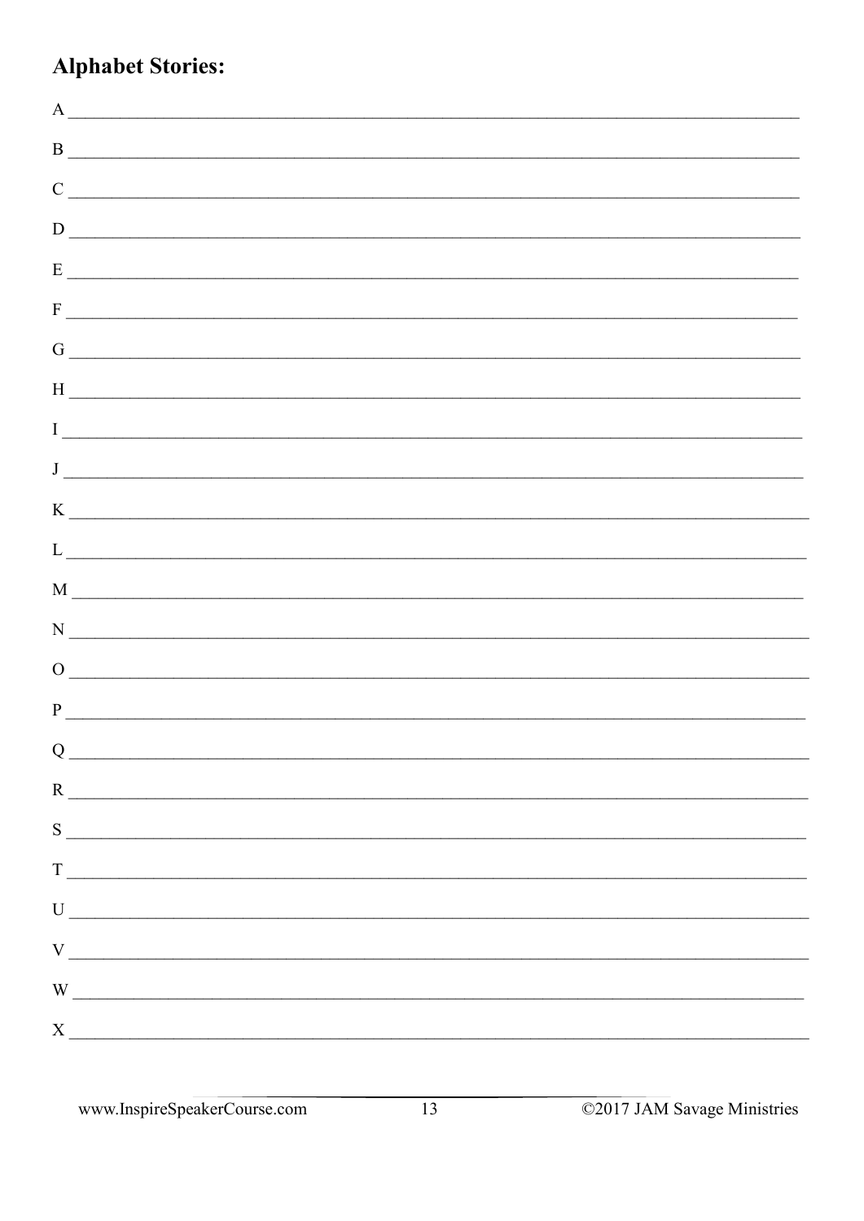## Alphabet Stories:

A ________________________________________________________________________________

B ________________________________________________________________________________

C ________________________________________________________________________________

D ________________________________________________________________________________

E ________________________________________________________________________________

F ________________________________________________________________________________

G ________________________________________________________________________________

H ________________________________________________________________________________

I ________________________________________________________________________________

J ________________________________________________________________________________

K ________________________________________________________________________________

L ________________________________________________________________________________

M ________________________________________________________________________________

N ________________________________________________________________________________

O ________________________________________________________________________________

P ________________________________________________________________________________

Q ________________________________________________________________________________

R ________________________________________________________________________________

S ________________________________________________________________________________

T ________________________________________________________________________________

U ________________________________________________________________________________

V ________________________________________________________________________________

W ________________________________________________________________________________

X ________________________________________________________________________________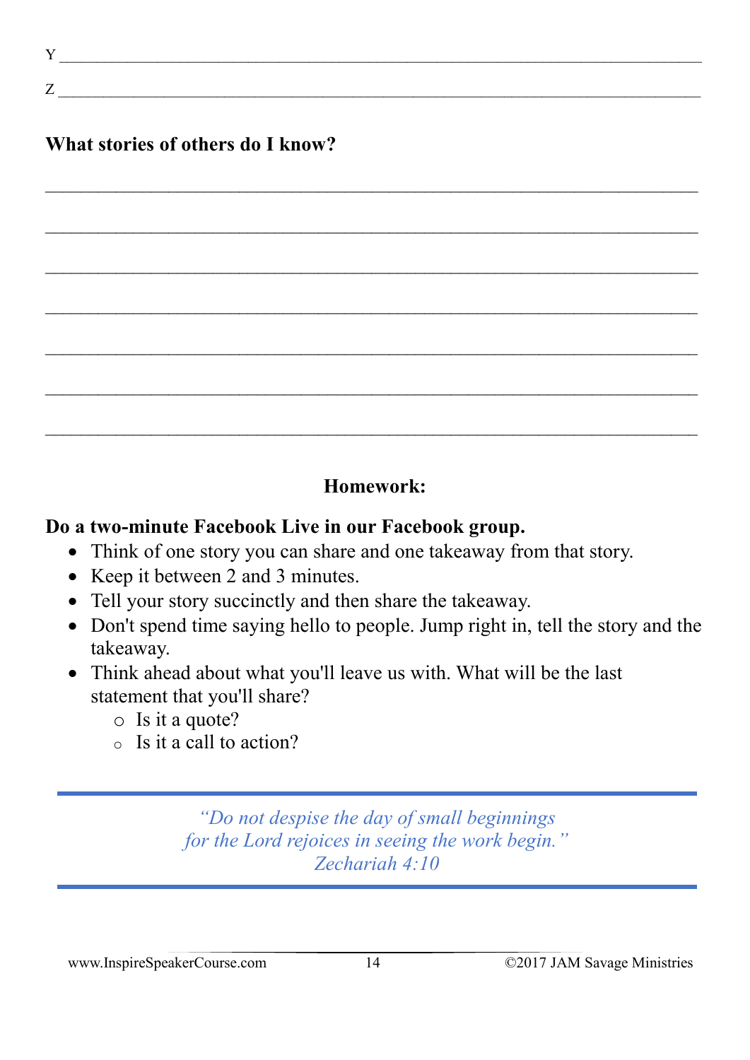Y ______________________________________________________________________________

Z ______________________________________________________________________________

**What stories of others do I know?**

______________________________________________________________________________

______________________________________________________________________________

______________________________________________________________________________

______________________________________________________________________________

______________________________________________________________________________

______________________________________________________________________________

______________________________________________________________________________

## Homework:

**Do a two-minute Facebook Live in our Facebook group.**

- Think of one story you can share and one takeaway from that story.
- Keep it between 2 and 3 minutes.
- Tell your story succinctly and then share the takeaway.
- Don't spend time saying hello to people. Jump right in, tell the story and the takeaway.
- Think ahead about what you'll leave us with. What will be the last statement that you'll share?
  - Is it a quote?
  - Is it a call to action?

---

*"Do not despise the day of small beginnings for the Lord rejoices in seeing the work begin." Zechariah 4:10*

---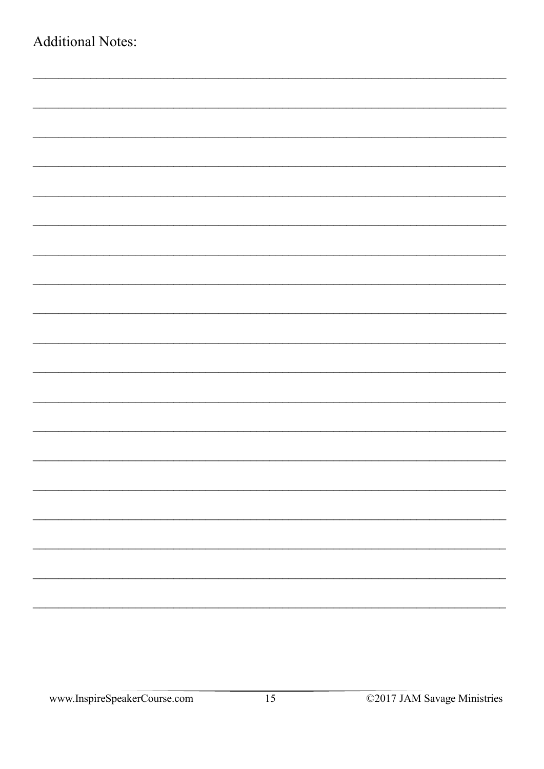Additional Notes:

______________________________________________________________________________

______________________________________________________________________________

______________________________________________________________________________

______________________________________________________________________________

______________________________________________________________________________

______________________________________________________________________________

______________________________________________________________________________

______________________________________________________________________________

______________________________________________________________________________

______________________________________________________________________________

______________________________________________________________________________

______________________________________________________________________________

______________________________________________________________________________

______________________________________________________________________________

______________________________________________________________________________

______________________________________________________________________________

______________________________________________________________________________

______________________________________________________________________________

______________________________________________________________________________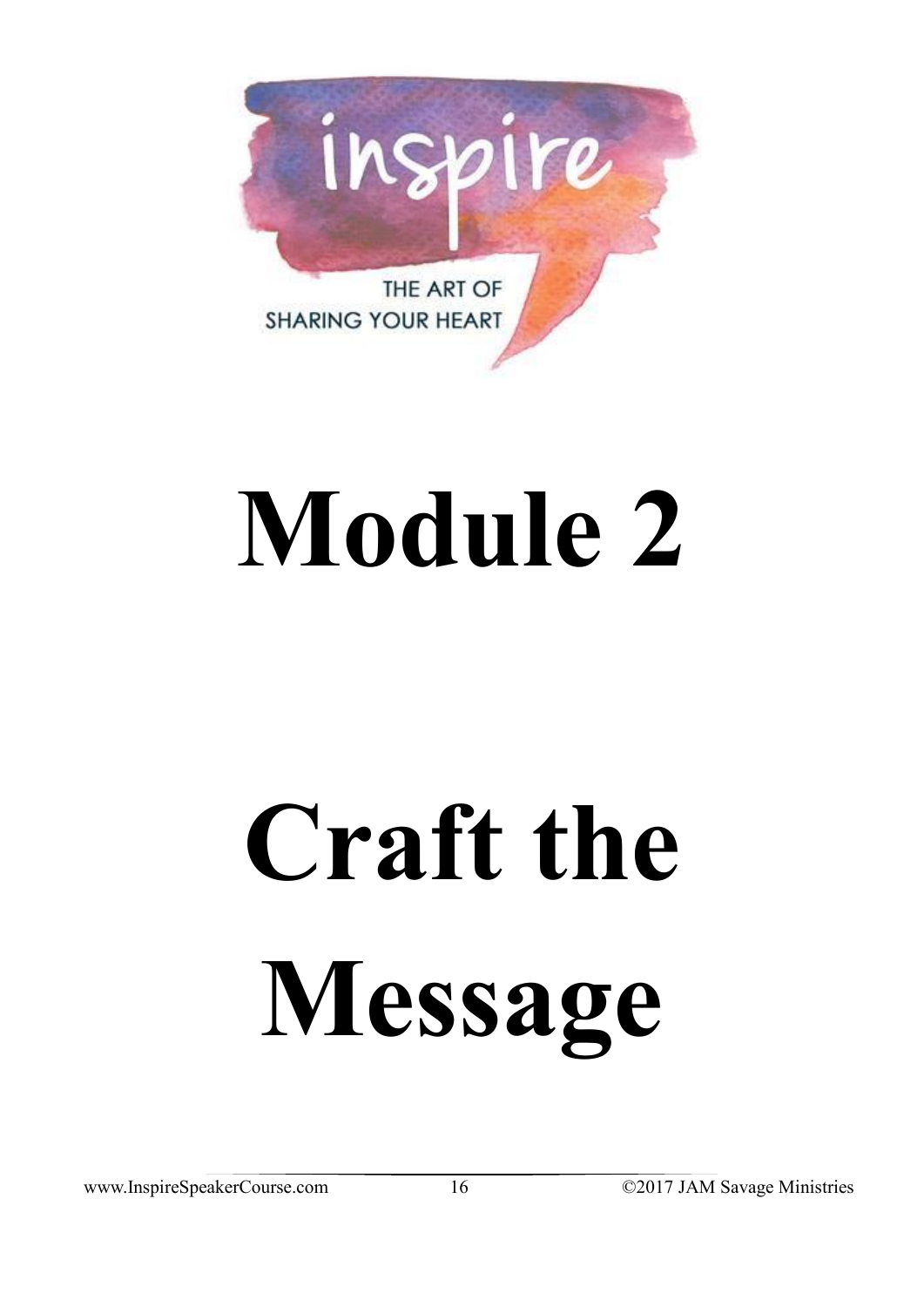# Module 2

# Craft the Message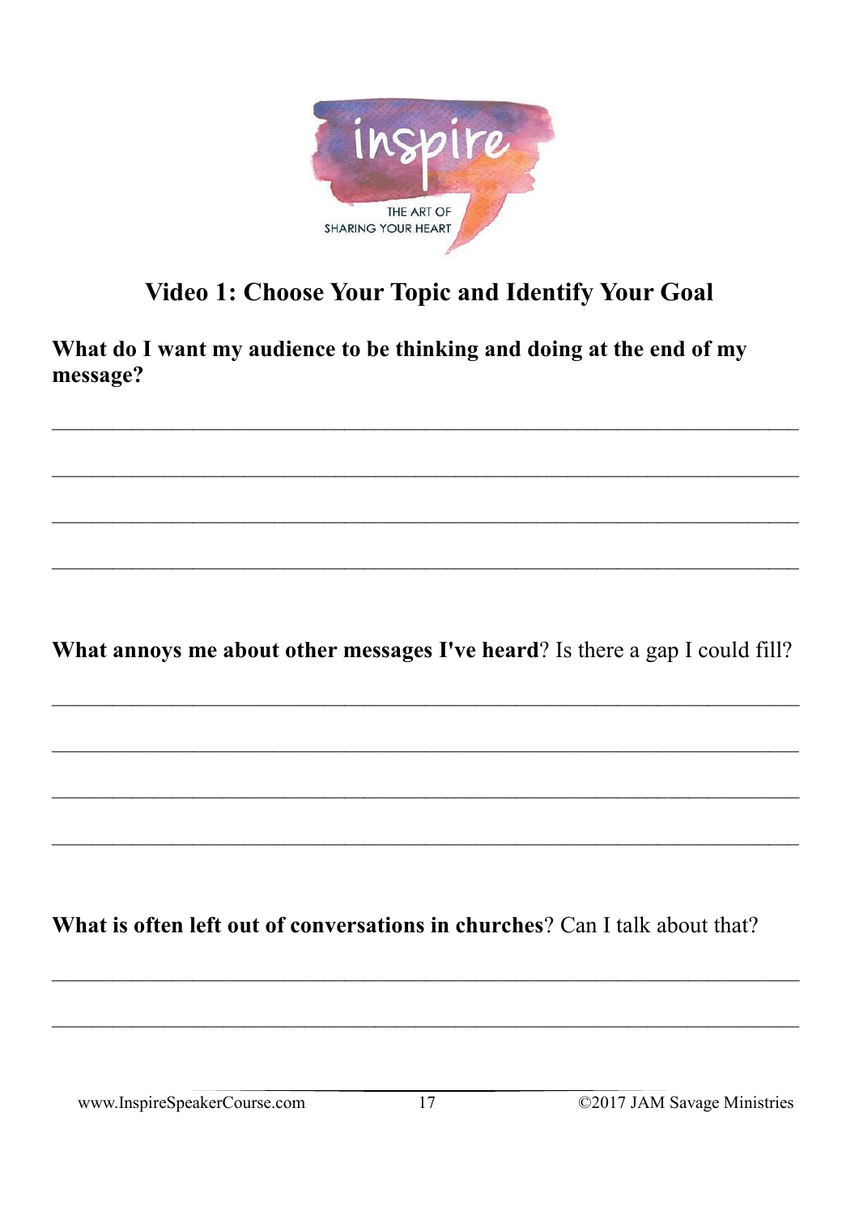inspire

THE ART OF SHARING YOUR HEART

## Video 1: Choose Your Topic and Identify Your Goal

**What do I want my audience to be thinking and doing at the end of my message?**

\_\_\_\_\_\_\_\_\_\_\_\_\_\_\_\_\_\_\_\_\_\_\_\_\_\_\_\_\_\_\_\_\_\_\_\_\_\_\_\_\_\_\_\_\_\_\_\_\_\_\_\_\_\_\_\_\_\_\_\_\_\_\_\_\_\_

\_\_\_\_\_\_\_\_\_\_\_\_\_\_\_\_\_\_\_\_\_\_\_\_\_\_\_\_\_\_\_\_\_\_\_\_\_\_\_\_\_\_\_\_\_\_\_\_\_\_\_\_\_\_\_\_\_\_\_\_\_\_\_\_\_\_

\_\_\_\_\_\_\_\_\_\_\_\_\_\_\_\_\_\_\_\_\_\_\_\_\_\_\_\_\_\_\_\_\_\_\_\_\_\_\_\_\_\_\_\_\_\_\_\_\_\_\_\_\_\_\_\_\_\_\_\_\_\_\_\_\_\_

\_\_\_\_\_\_\_\_\_\_\_\_\_\_\_\_\_\_\_\_\_\_\_\_\_\_\_\_\_\_\_\_\_\_\_\_\_\_\_\_\_\_\_\_\_\_\_\_\_\_\_\_\_\_\_\_\_\_\_\_\_\_\_\_\_\_

**What annoys me about other messages I've heard**? Is there a gap I could fill?

\_\_\_\_\_\_\_\_\_\_\_\_\_\_\_\_\_\_\_\_\_\_\_\_\_\_\_\_\_\_\_\_\_\_\_\_\_\_\_\_\_\_\_\_\_\_\_\_\_\_\_\_\_\_\_\_\_\_\_\_\_\_\_\_\_\_

\_\_\_\_\_\_\_\_\_\_\_\_\_\_\_\_\_\_\_\_\_\_\_\_\_\_\_\_\_\_\_\_\_\_\_\_\_\_\_\_\_\_\_\_\_\_\_\_\_\_\_\_\_\_\_\_\_\_\_\_\_\_\_\_\_\_

\_\_\_\_\_\_\_\_\_\_\_\_\_\_\_\_\_\_\_\_\_\_\_\_\_\_\_\_\_\_\_\_\_\_\_\_\_\_\_\_\_\_\_\_\_\_\_\_\_\_\_\_\_\_\_\_\_\_\_\_\_\_\_\_\_\_

\_\_\_\_\_\_\_\_\_\_\_\_\_\_\_\_\_\_\_\_\_\_\_\_\_\_\_\_\_\_\_\_\_\_\_\_\_\_\_\_\_\_\_\_\_\_\_\_\_\_\_\_\_\_\_\_\_\_\_\_\_\_\_\_\_\_

**What is often left out of conversations in churches**? Can I talk about that?

\_\_\_\_\_\_\_\_\_\_\_\_\_\_\_\_\_\_\_\_\_\_\_\_\_\_\_\_\_\_\_\_\_\_\_\_\_\_\_\_\_\_\_\_\_\_\_\_\_\_\_\_\_\_\_\_\_\_\_\_\_\_\_\_\_\_

\_\_\_\_\_\_\_\_\_\_\_\_\_\_\_\_\_\_\_\_\_\_\_\_\_\_\_\_\_\_\_\_\_\_\_\_\_\_\_\_\_\_\_\_\_\_\_\_\_\_\_\_\_\_\_\_\_\_\_\_\_\_\_\_\_\_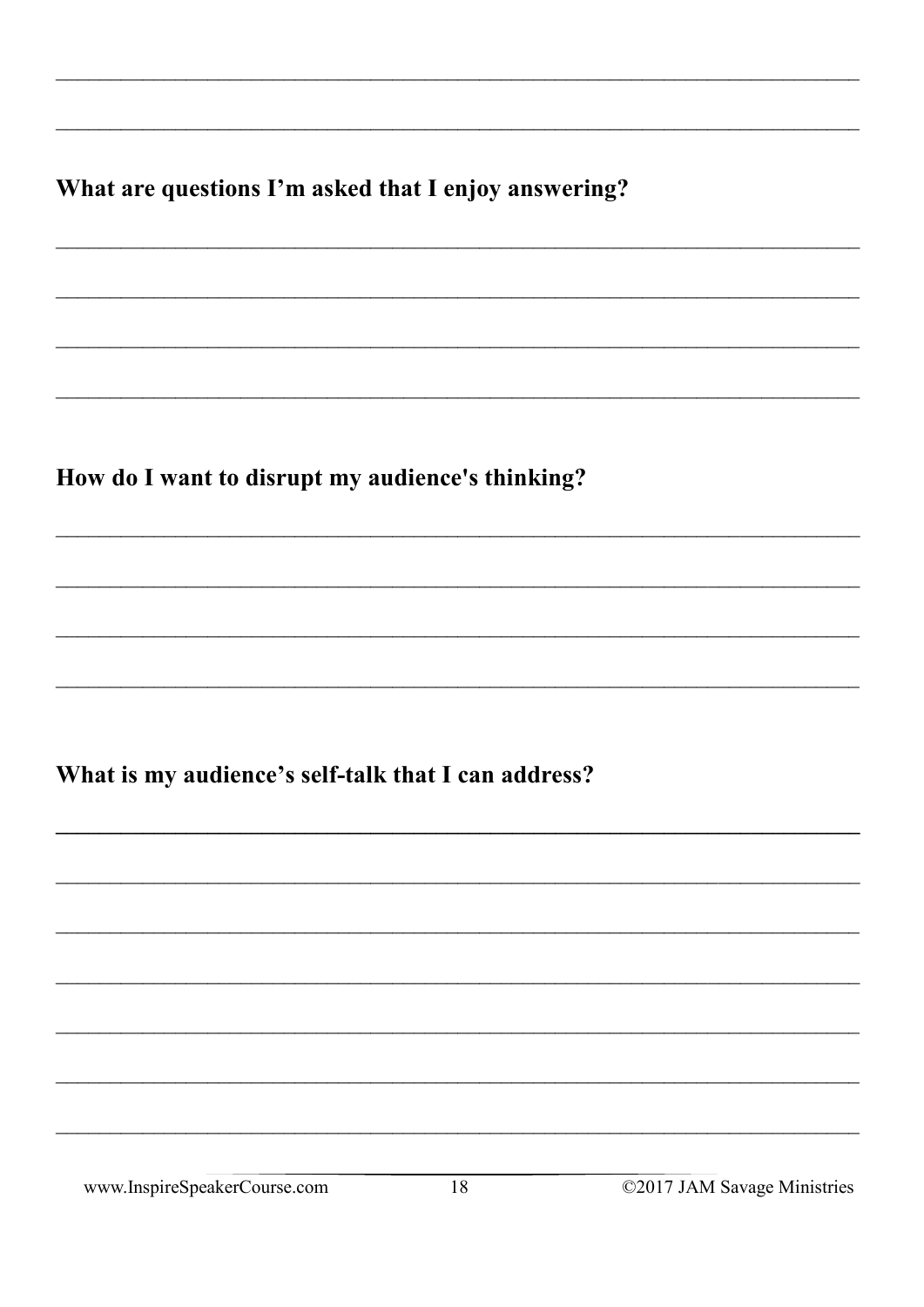**What are questions I'm asked that I enjoy answering?**

**How do I want to disrupt my audience's thinking?**

**What is my audience's self-talk that I can address?**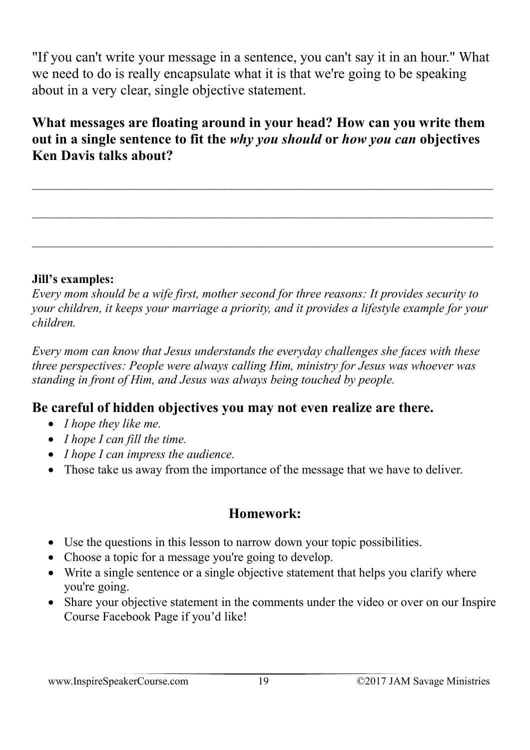"If you can't write your message in a sentence, you can't say it in an hour." What we need to do is really encapsulate what it is that we're going to be speaking about in a very clear, single objective statement.

**What messages are floating around in your head? How can you write them out in a single sentence to fit the *why you should* or *how you can* objectives Ken Davis talks about?**

\_\_\_\_\_\_\_\_\_\_\_\_\_\_\_\_\_\_\_\_\_\_\_\_\_\_\_\_\_\_\_\_\_\_\_\_\_\_\_\_\_\_\_\_\_\_\_\_\_\_\_\_\_\_\_\_\_\_\_\_\_\_\_\_\_\_\_\_\_\_

\_\_\_\_\_\_\_\_\_\_\_\_\_\_\_\_\_\_\_\_\_\_\_\_\_\_\_\_\_\_\_\_\_\_\_\_\_\_\_\_\_\_\_\_\_\_\_\_\_\_\_\_\_\_\_\_\_\_\_\_\_\_\_\_\_\_\_\_\_\_

\_\_\_\_\_\_\_\_\_\_\_\_\_\_\_\_\_\_\_\_\_\_\_\_\_\_\_\_\_\_\_\_\_\_\_\_\_\_\_\_\_\_\_\_\_\_\_\_\_\_\_\_\_\_\_\_\_\_\_\_\_\_\_\_\_\_\_\_\_\_

**Jill's examples:**

*Every mom should be a wife first, mother second for three reasons: It provides security to your children, it keeps your marriage a priority, and it provides a lifestyle example for your children.*

*Every mom can know that Jesus understands the everyday challenges she faces with these three perspectives: People were always calling Him, ministry for Jesus was whoever was standing in front of Him, and Jesus was always being touched by people.*

**Be careful of hidden objectives you may not even realize are there.**

- *I hope they like me.*
- *I hope I can fill the time.*
- *I hope I can impress the audience.*
- Those take us away from the importance of the message that we have to deliver.

## Homework:

- Use the questions in this lesson to narrow down your topic possibilities.
- Choose a topic for a message you're going to develop.
- Write a single sentence or a single objective statement that helps you clarify where you're going.
- Share your objective statement in the comments under the video or over on our Inspire Course Facebook Page if you'd like!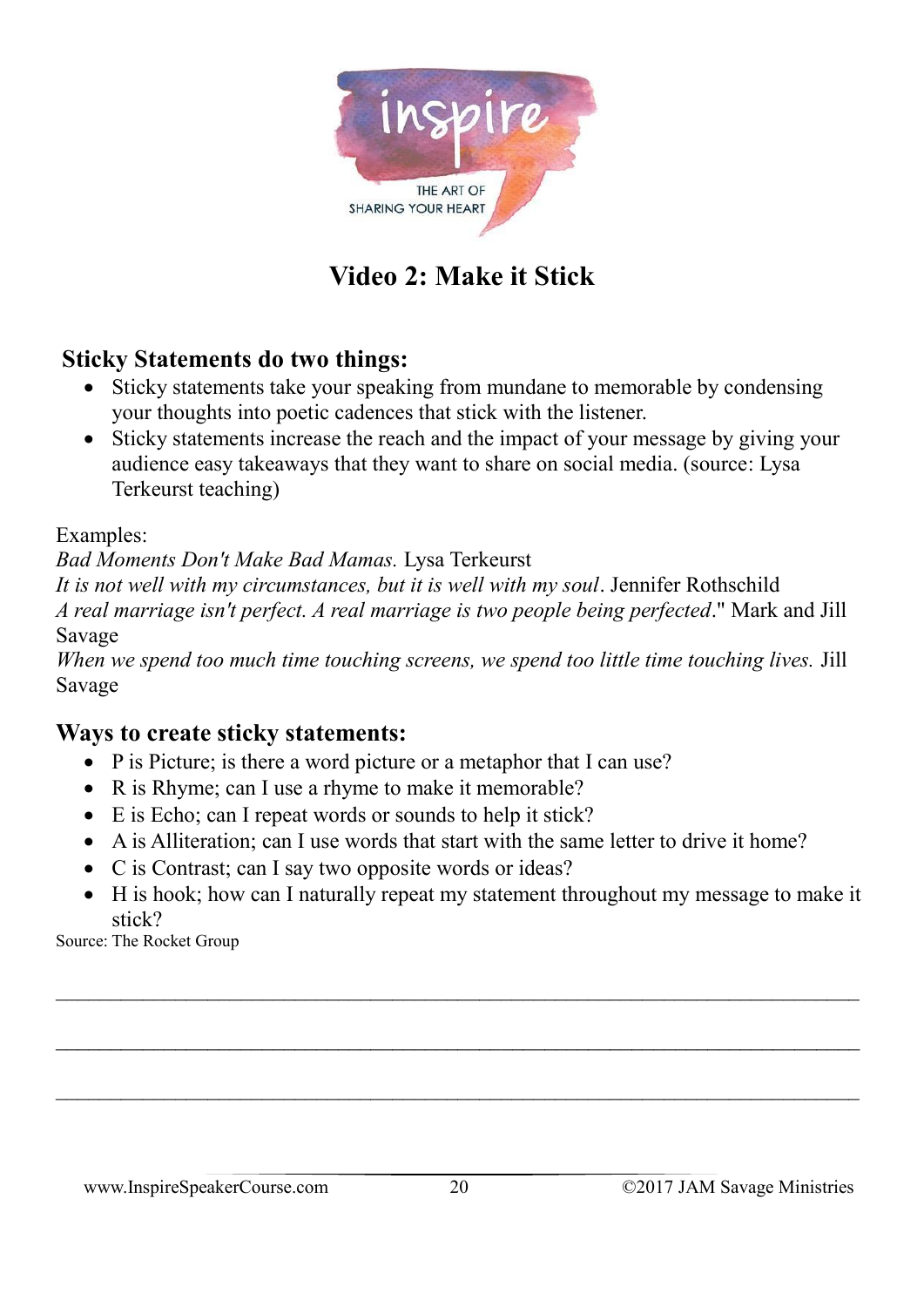# Video 2: Make it Stick

### Sticky Statements do two things:

- Sticky statements take your speaking from mundane to memorable by condensing your thoughts into poetic cadences that stick with the listener.
- Sticky statements increase the reach and the impact of your message by giving your audience easy takeaways that they want to share on social media. (source: Lysa Terkeurst teaching)

Examples:
*Bad Moments Don't Make Bad Mamas.* Lysa Terkeurst
*It is not well with my circumstances, but it is well with my soul*. Jennifer Rothschild
*A real marriage isn't perfect. A real marriage is two people being perfected*." Mark and Jill Savage
*When we spend too much time touching screens, we spend too little time touching lives.* Jill Savage

### Ways to create sticky statements:

- P is Picture; is there a word picture or a metaphor that I can use?
- R is Rhyme; can I use a rhyme to make it memorable?
- E is Echo; can I repeat words or sounds to help it stick?
- A is Alliteration; can I use words that start with the same letter to drive it home?
- C is Contrast; can I say two opposite words or ideas?
- H is hook; how can I naturally repeat my statement throughout my message to make it stick?

Source: The Rocket Group

\_\_\_\_\_\_\_\_\_\_\_\_\_\_\_\_\_\_\_\_\_\_\_\_\_\_\_\_\_\_\_\_\_\_\_\_\_\_\_\_\_\_\_\_\_\_\_\_\_\_\_\_\_\_\_\_\_\_\_\_\_\_\_\_\_\_\_\_\_\_\_\_

\_\_\_\_\_\_\_\_\_\_\_\_\_\_\_\_\_\_\_\_\_\_\_\_\_\_\_\_\_\_\_\_\_\_\_\_\_\_\_\_\_\_\_\_\_\_\_\_\_\_\_\_\_\_\_\_\_\_\_\_\_\_\_\_\_\_\_\_\_\_\_\_

\_\_\_\_\_\_\_\_\_\_\_\_\_\_\_\_\_\_\_\_\_\_\_\_\_\_\_\_\_\_\_\_\_\_\_\_\_\_\_\_\_\_\_\_\_\_\_\_\_\_\_\_\_\_\_\_\_\_\_\_\_\_\_\_\_\_\_\_\_\_\_\_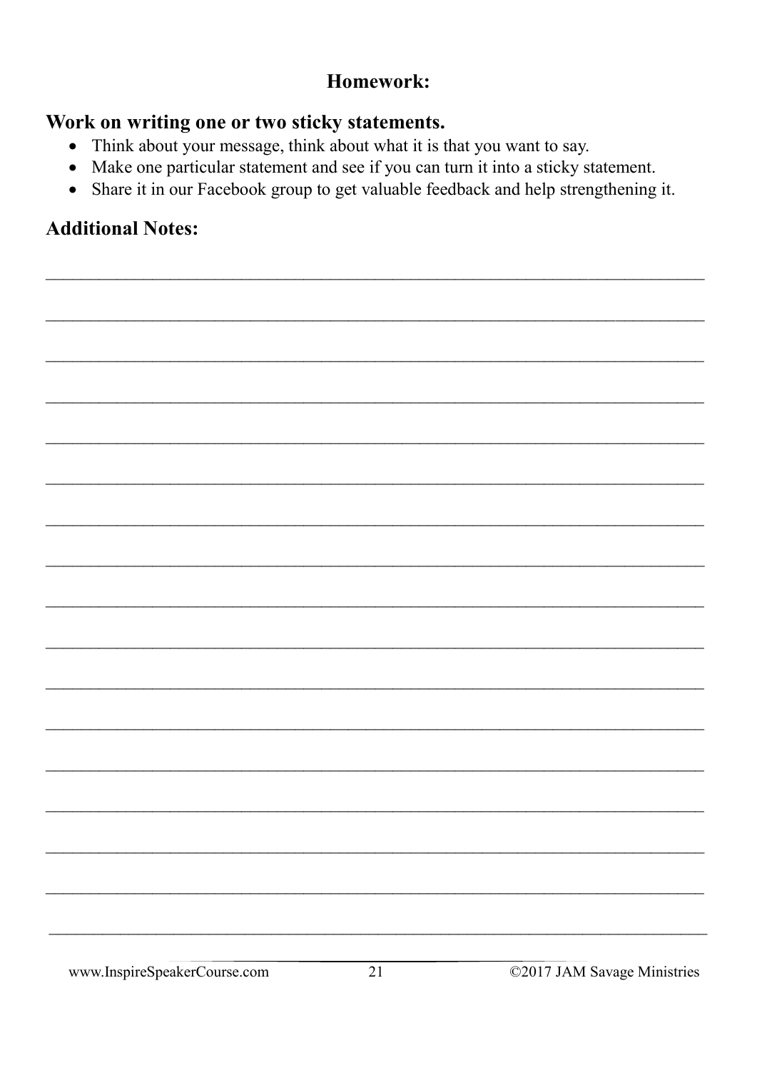## Homework:

### Work on writing one or two sticky statements.

- Think about your message, think about what it is that you want to say.
- Make one particular statement and see if you can turn it into a sticky statement.
- Share it in our Facebook group to get valuable feedback and help strengthening it.

### Additional Notes: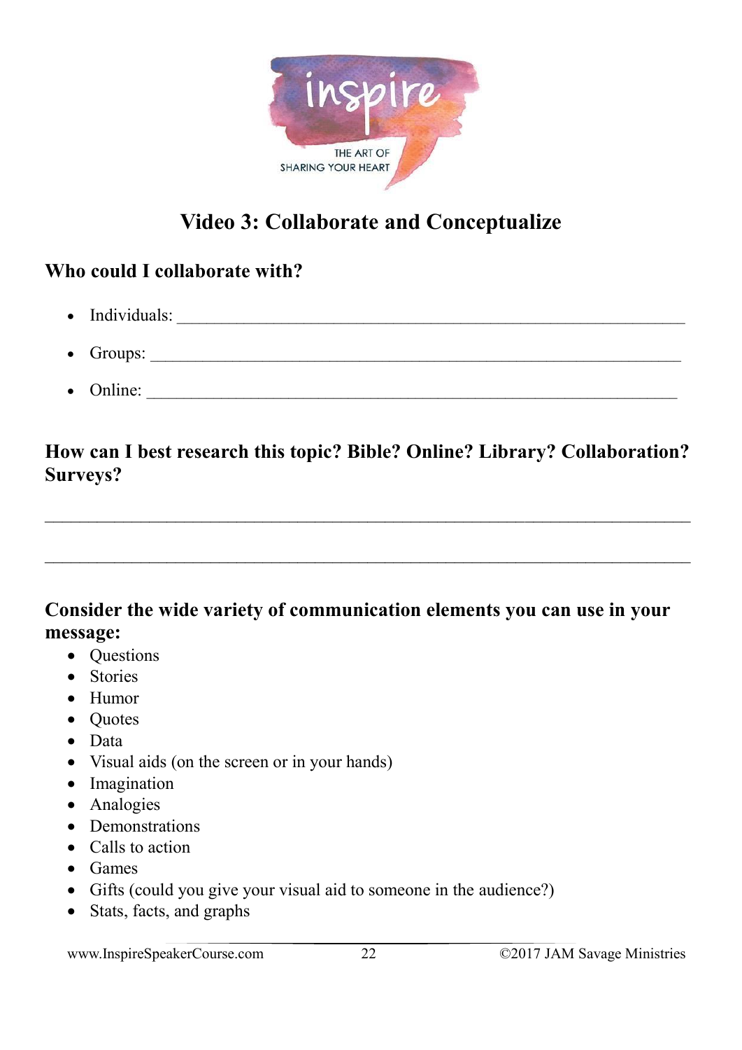# Video 3: Collaborate and Conceptualize

## Who could I collaborate with?

- Individuals: ___________________________________________________________
- Groups: ______________________________________________________________
- Online: ______________________________________________________________

## How can I best research this topic? Bible? Online? Library? Collaboration? Surveys?

_________________________________________________________________________

_________________________________________________________________________

## Consider the wide variety of communication elements you can use in your message:

- Questions
- Stories
- Humor
- Quotes
- Data
- Visual aids (on the screen or in your hands)
- Imagination
- Analogies
- Demonstrations
- Calls to action
- Games
- Gifts (could you give your visual aid to someone in the audience?)
- Stats, facts, and graphs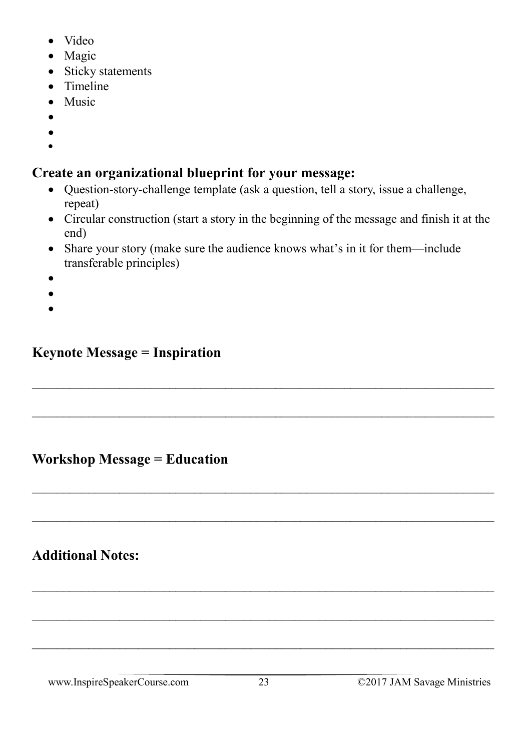- Video
- Magic
- Sticky statements
- Timeline
- Music
- 
- 
- 

**Create an organizational blueprint for your message:**

- Question-story-challenge template (ask a question, tell a story, issue a challenge, repeat)
- Circular construction (start a story in the beginning of the message and finish it at the end)
- Share your story (make sure the audience knows what's in it for them—include transferable principles)
- 
- 
- 

## Keynote Message = Inspiration

________________________________________________________________________

________________________________________________________________________

## Workshop Message = Education

________________________________________________________________________

________________________________________________________________________

## Additional Notes:

________________________________________________________________________

________________________________________________________________________

________________________________________________________________________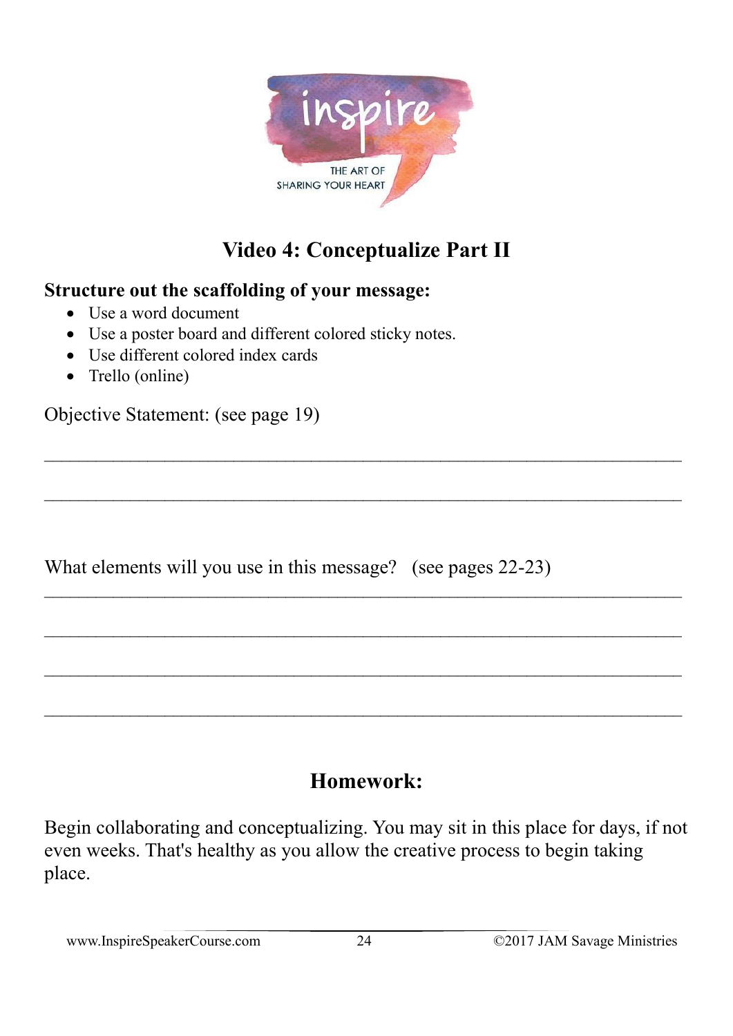inspire

THE ART OF SHARING YOUR HEART

# Video 4: Conceptualize Part II

**Structure out the scaffolding of your message:**

- Use a word document
- Use a poster board and different colored sticky notes.
- Use different colored index cards
- Trello (online)

Objective Statement: (see page 19)

\_\_\_\_\_\_\_\_\_\_\_\_\_\_\_\_\_\_\_\_\_\_\_\_\_\_\_\_\_\_\_\_\_\_\_\_\_\_\_\_\_\_\_\_\_\_\_\_\_\_\_\_\_\_\_\_\_\_\_\_\_\_\_\_

\_\_\_\_\_\_\_\_\_\_\_\_\_\_\_\_\_\_\_\_\_\_\_\_\_\_\_\_\_\_\_\_\_\_\_\_\_\_\_\_\_\_\_\_\_\_\_\_\_\_\_\_\_\_\_\_\_\_\_\_\_\_\_\_

What elements will you use in this message? (see pages 22-23)

\_\_\_\_\_\_\_\_\_\_\_\_\_\_\_\_\_\_\_\_\_\_\_\_\_\_\_\_\_\_\_\_\_\_\_\_\_\_\_\_\_\_\_\_\_\_\_\_\_\_\_\_\_\_\_\_\_\_\_\_\_\_\_\_

\_\_\_\_\_\_\_\_\_\_\_\_\_\_\_\_\_\_\_\_\_\_\_\_\_\_\_\_\_\_\_\_\_\_\_\_\_\_\_\_\_\_\_\_\_\_\_\_\_\_\_\_\_\_\_\_\_\_\_\_\_\_\_\_

\_\_\_\_\_\_\_\_\_\_\_\_\_\_\_\_\_\_\_\_\_\_\_\_\_\_\_\_\_\_\_\_\_\_\_\_\_\_\_\_\_\_\_\_\_\_\_\_\_\_\_\_\_\_\_\_\_\_\_\_\_\_\_\_

\_\_\_\_\_\_\_\_\_\_\_\_\_\_\_\_\_\_\_\_\_\_\_\_\_\_\_\_\_\_\_\_\_\_\_\_\_\_\_\_\_\_\_\_\_\_\_\_\_\_\_\_\_\_\_\_\_\_\_\_\_\_\_\_

## Homework:

Begin collaborating and conceptualizing. You may sit in this place for days, if not even weeks. That's healthy as you allow the creative process to begin taking place.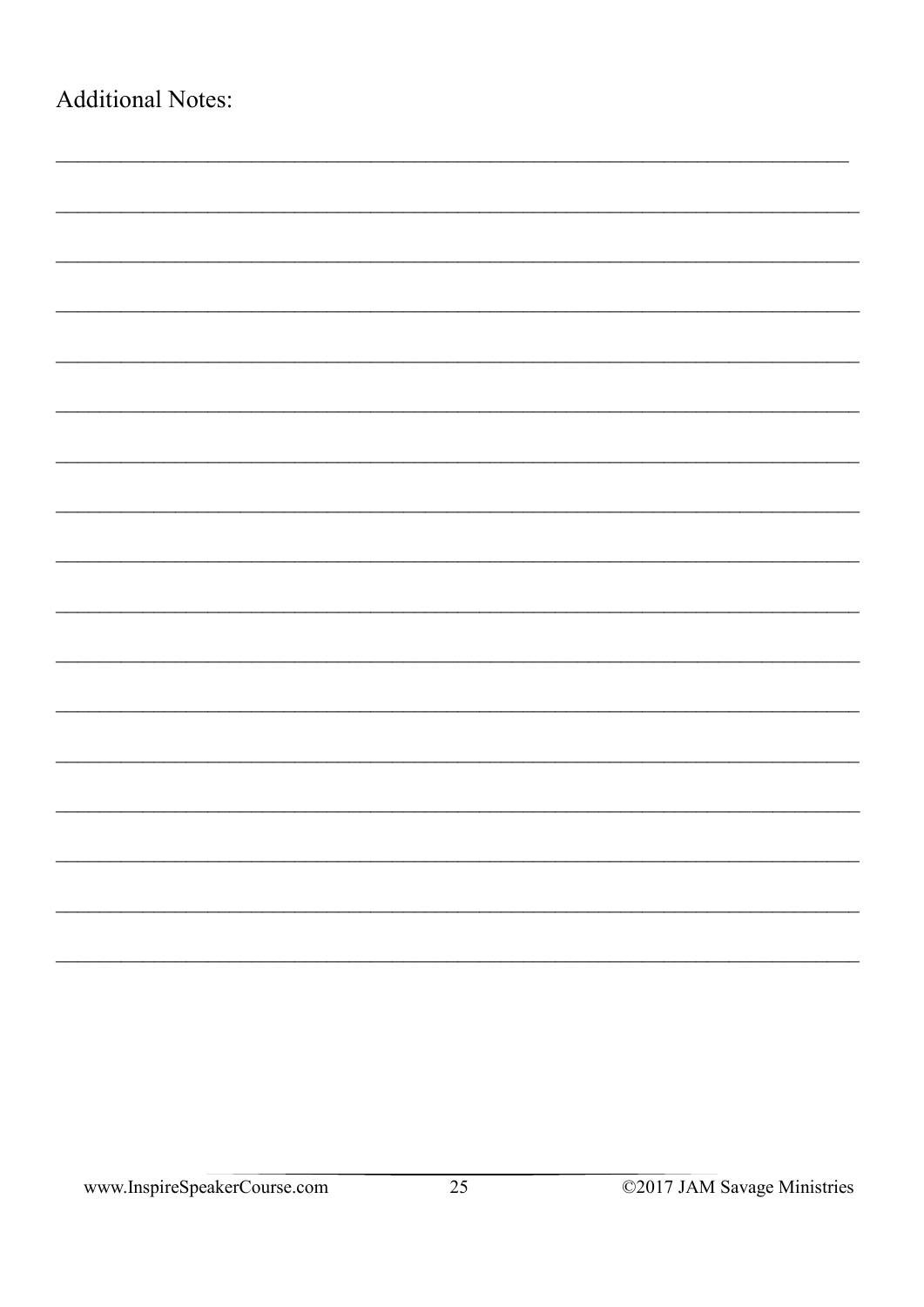Additional Notes:

________________________________________________________________________

________________________________________________________________________

________________________________________________________________________

________________________________________________________________________

________________________________________________________________________

________________________________________________________________________

________________________________________________________________________

________________________________________________________________________

________________________________________________________________________

________________________________________________________________________

________________________________________________________________________

________________________________________________________________________

________________________________________________________________________

________________________________________________________________________

________________________________________________________________________

________________________________________________________________________

________________________________________________________________________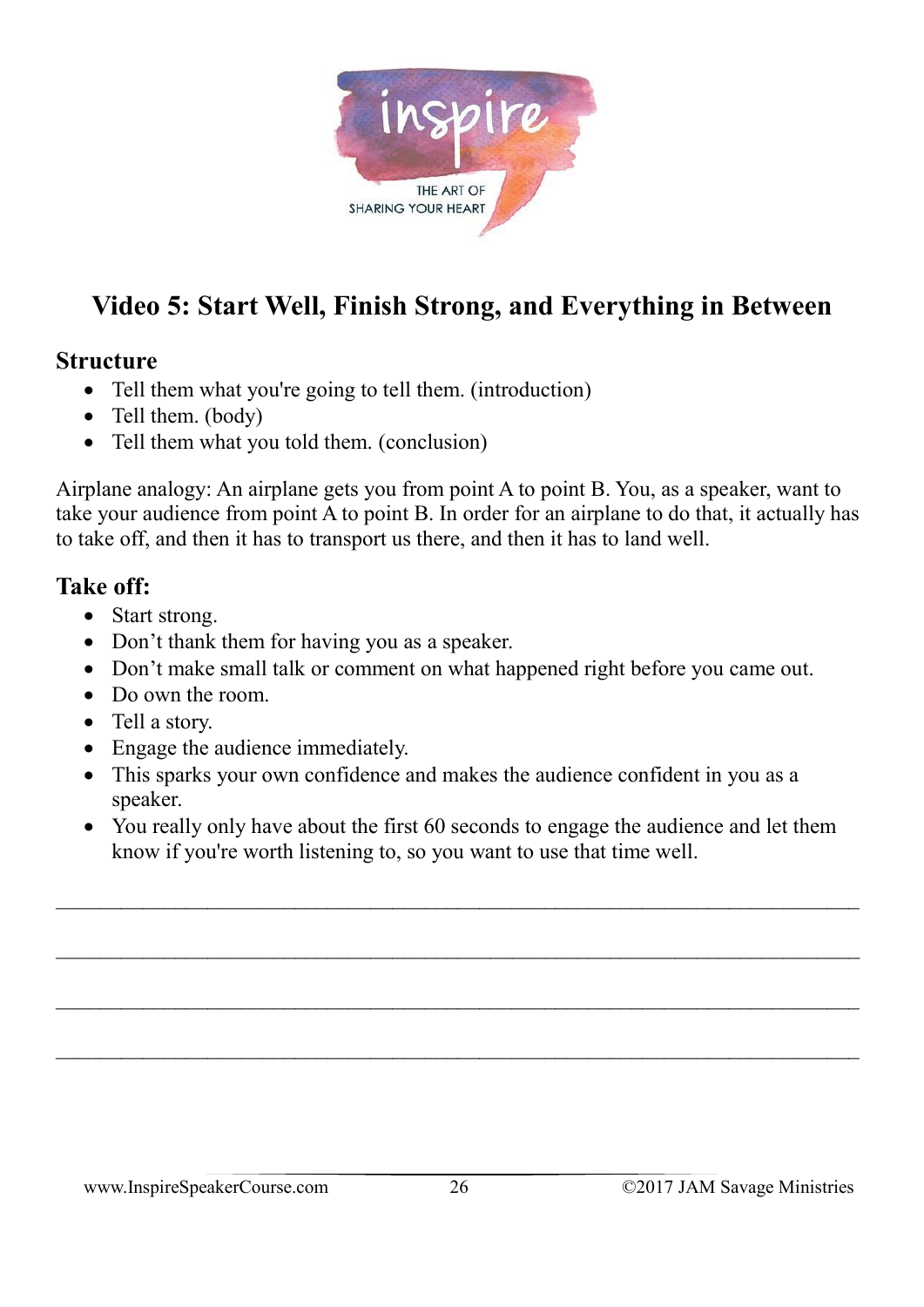# Video 5: Start Well, Finish Strong, and Everything in Between

## Structure

- Tell them what you're going to tell them. (introduction)
- Tell them. (body)
- Tell them what you told them. (conclusion)

Airplane analogy: An airplane gets you from point A to point B. You, as a speaker, want to take your audience from point A to point B. In order for an airplane to do that, it actually has to take off, and then it has to transport us there, and then it has to land well.

## Take off:

- Start strong.
- Don't thank them for having you as a speaker.
- Don't make small talk or comment on what happened right before you came out.
- Do own the room.
- Tell a story.
- Engage the audience immediately.
- This sparks your own confidence and makes the audience confident in you as a speaker.
- You really only have about the first 60 seconds to engage the audience and let them know if you're worth listening to, so you want to use that time well.

______________________________________________________________________________

______________________________________________________________________________

______________________________________________________________________________

______________________________________________________________________________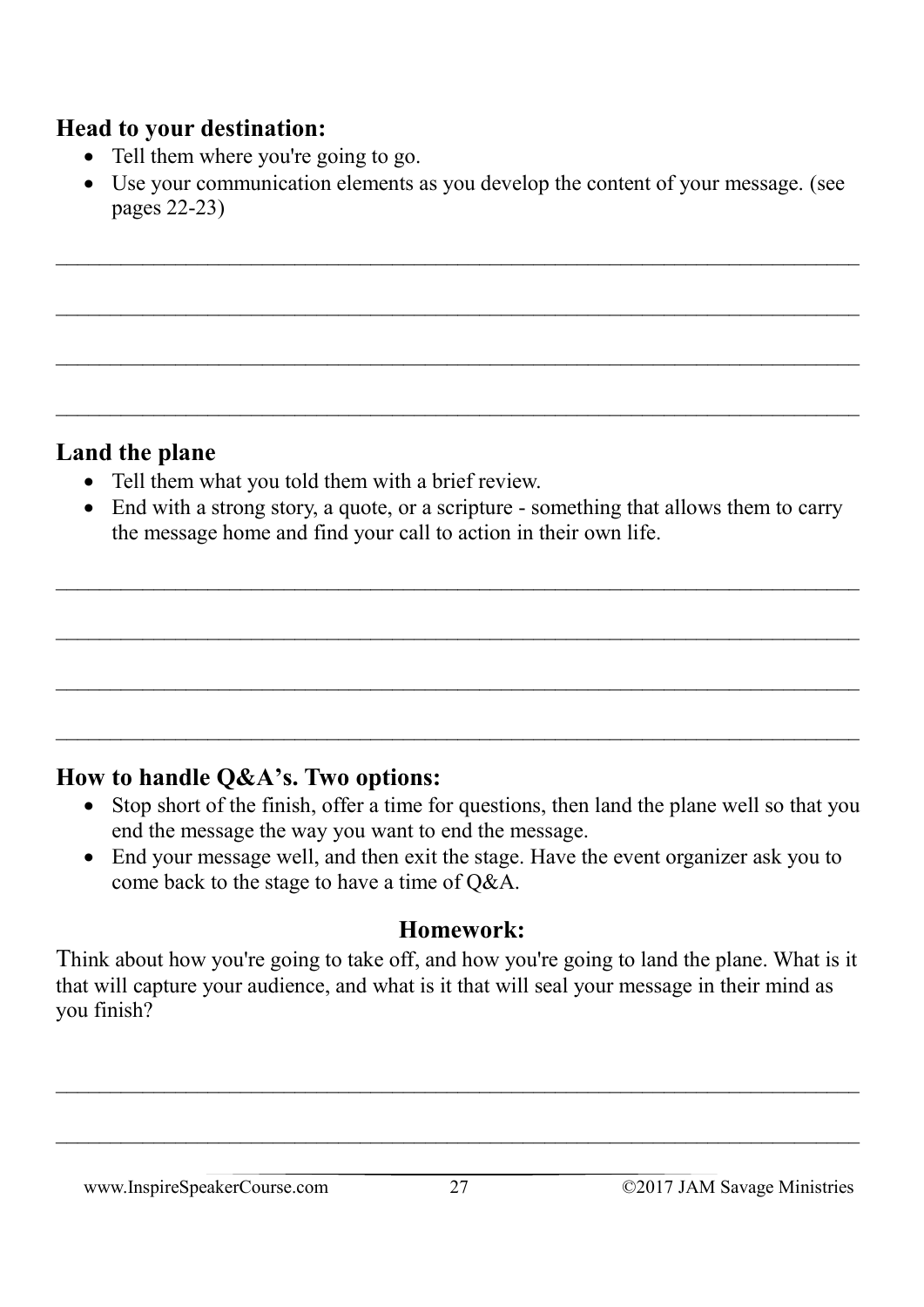### Head to your destination:

- Tell them where you're going to go.
- Use your communication elements as you develop the content of your message. (see pages 22-23)

___________________________________________________________________________

___________________________________________________________________________

___________________________________________________________________________

___________________________________________________________________________

### Land the plane

- Tell them what you told them with a brief review.
- End with a strong story, a quote, or a scripture - something that allows them to carry the message home and find your call to action in their own life.

___________________________________________________________________________

___________________________________________________________________________

___________________________________________________________________________

___________________________________________________________________________

### How to handle Q&A's. Two options:

- Stop short of the finish, offer a time for questions, then land the plane well so that you end the message the way you want to end the message.
- End your message well, and then exit the stage. Have the event organizer ask you to come back to the stage to have a time of Q&A.

### Homework:

Think about how you're going to take off, and how you're going to land the plane. What is it that will capture your audience, and what is it that will seal your message in their mind as you finish?

___________________________________________________________________________

___________________________________________________________________________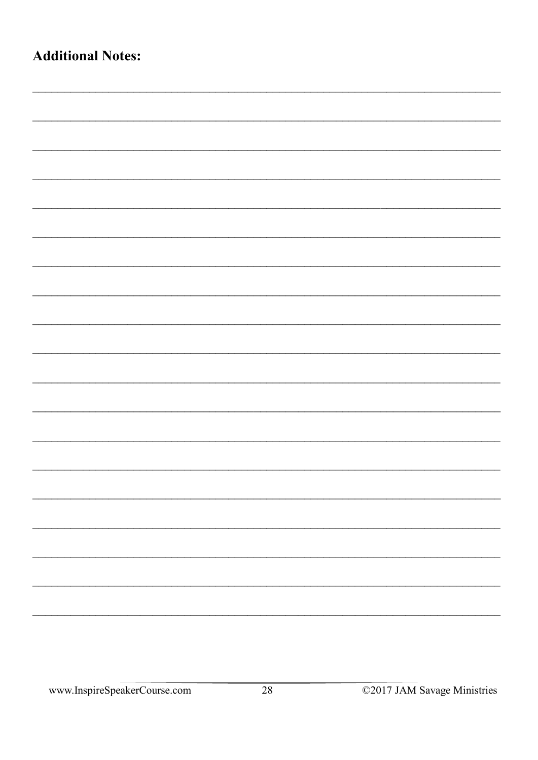**Additional Notes:**

___________________________________________________________________________

___________________________________________________________________________

___________________________________________________________________________

___________________________________________________________________________

___________________________________________________________________________

___________________________________________________________________________

___________________________________________________________________________

___________________________________________________________________________

___________________________________________________________________________

___________________________________________________________________________

___________________________________________________________________________

___________________________________________________________________________

___________________________________________________________________________

___________________________________________________________________________

___________________________________________________________________________

___________________________________________________________________________

___________________________________________________________________________

___________________________________________________________________________

___________________________________________________________________________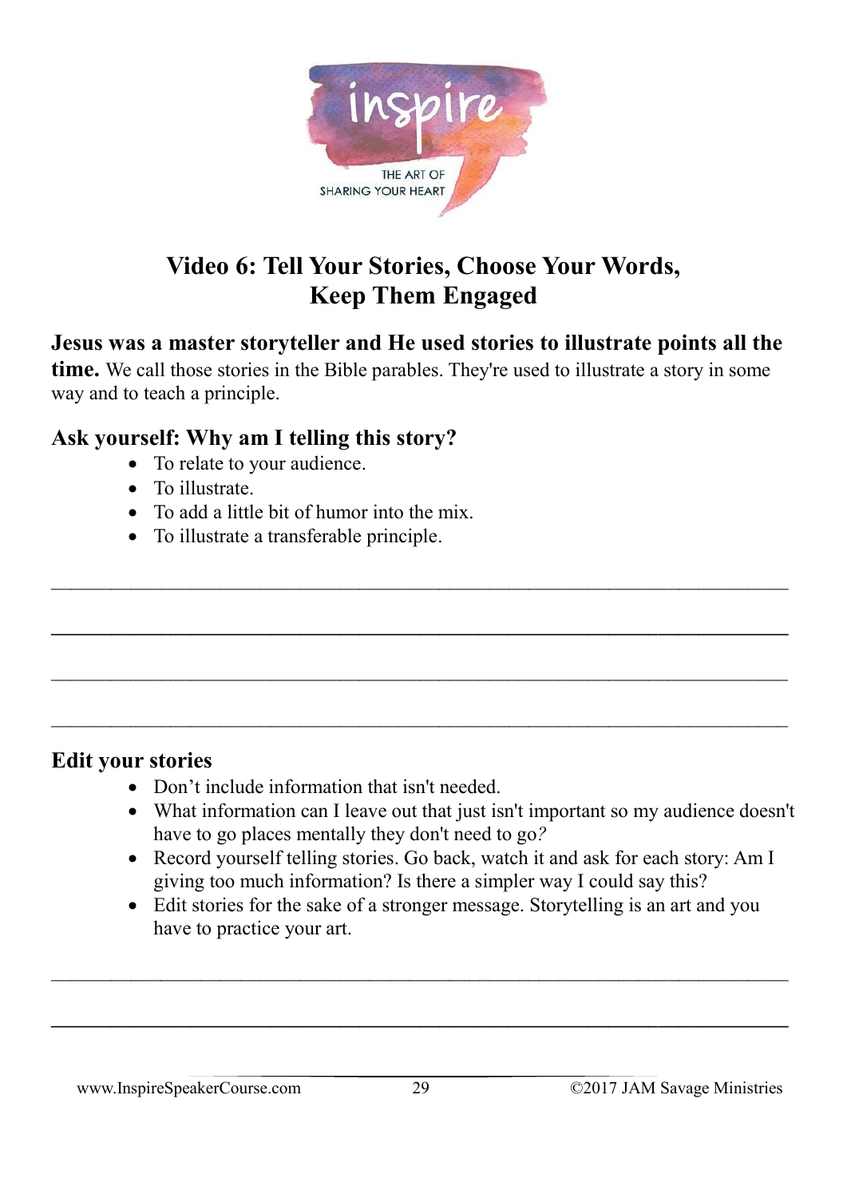inspire

THE ART OF SHARING YOUR HEART

## Video 6: Tell Your Stories, Choose Your Words, Keep Them Engaged

**Jesus was a master storyteller and He used stories to illustrate points all the time.** We call those stories in the Bible parables. They're used to illustrate a story in some way and to teach a principle.

### Ask yourself: Why am I telling this story?

- To relate to your audience.
- To illustrate.
- To add a little bit of humor into the mix.
- To illustrate a transferable principle.

___________________________________________________________________________

___________________________________________________________________________

___________________________________________________________________________

___________________________________________________________________________

### Edit your stories

- Don't include information that isn't needed.
- What information can I leave out that just isn't important so my audience doesn't have to go places mentally they don't need to go?
- Record yourself telling stories. Go back, watch it and ask for each story: Am I giving too much information? Is there a simpler way I could say this?
- Edit stories for the sake of a stronger message. Storytelling is an art and you have to practice your art.

___________________________________________________________________________

___________________________________________________________________________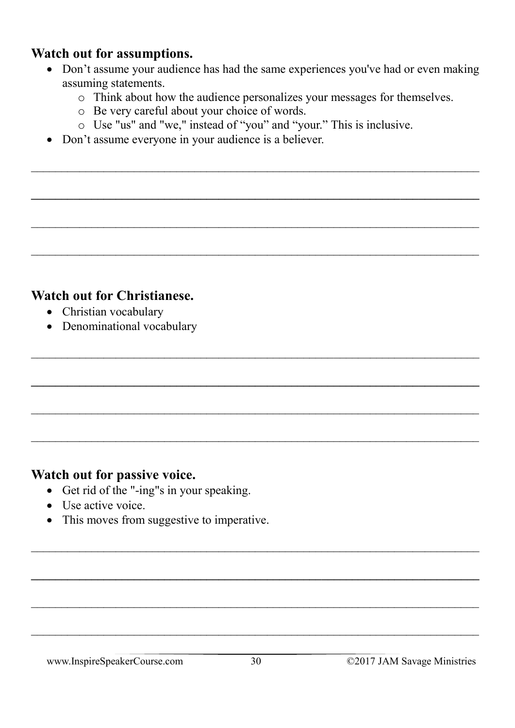**Watch out for assumptions.**

- Don't assume your audience has had the same experiences you've had or even making assuming statements.
  - Think about how the audience personalizes your messages for themselves.
  - Be very careful about your choice of words.
  - Use "us" and "we," instead of "you" and "your." This is inclusive.
- Don't assume everyone in your audience is a believer.

______________________________________________________________________________

______________________________________________________________________________

______________________________________________________________________________

______________________________________________________________________________

**Watch out for Christianese.**

- Christian vocabulary
- Denominational vocabulary

______________________________________________________________________________

______________________________________________________________________________

______________________________________________________________________________

______________________________________________________________________________

**Watch out for passive voice.**

- Get rid of the "-ing"s in your speaking.
- Use active voice.
- This moves from suggestive to imperative.

______________________________________________________________________________

______________________________________________________________________________

______________________________________________________________________________

______________________________________________________________________________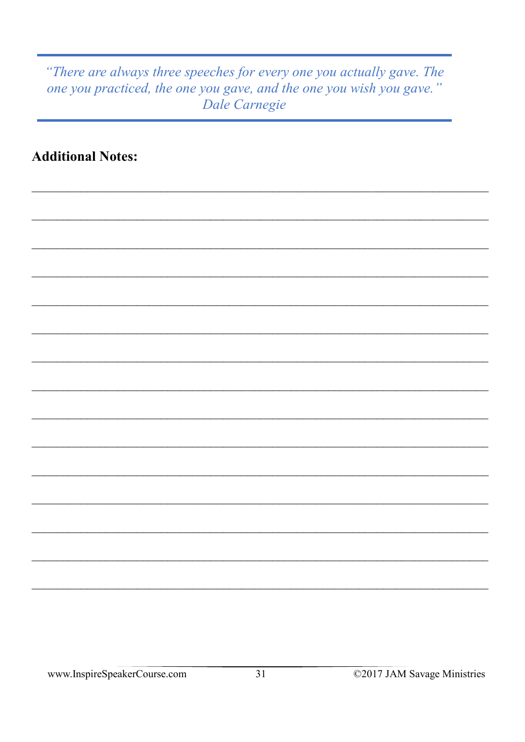> *"There are always three speeches for every one you actually gave. The one you practiced, the one you gave, and the one you wish you gave."*
> *Dale Carnegie*

**Additional Notes:**

___________________________________________________________________________

___________________________________________________________________________

___________________________________________________________________________

___________________________________________________________________________

___________________________________________________________________________

___________________________________________________________________________

___________________________________________________________________________

___________________________________________________________________________

___________________________________________________________________________

___________________________________________________________________________

___________________________________________________________________________

___________________________________________________________________________

___________________________________________________________________________

___________________________________________________________________________

___________________________________________________________________________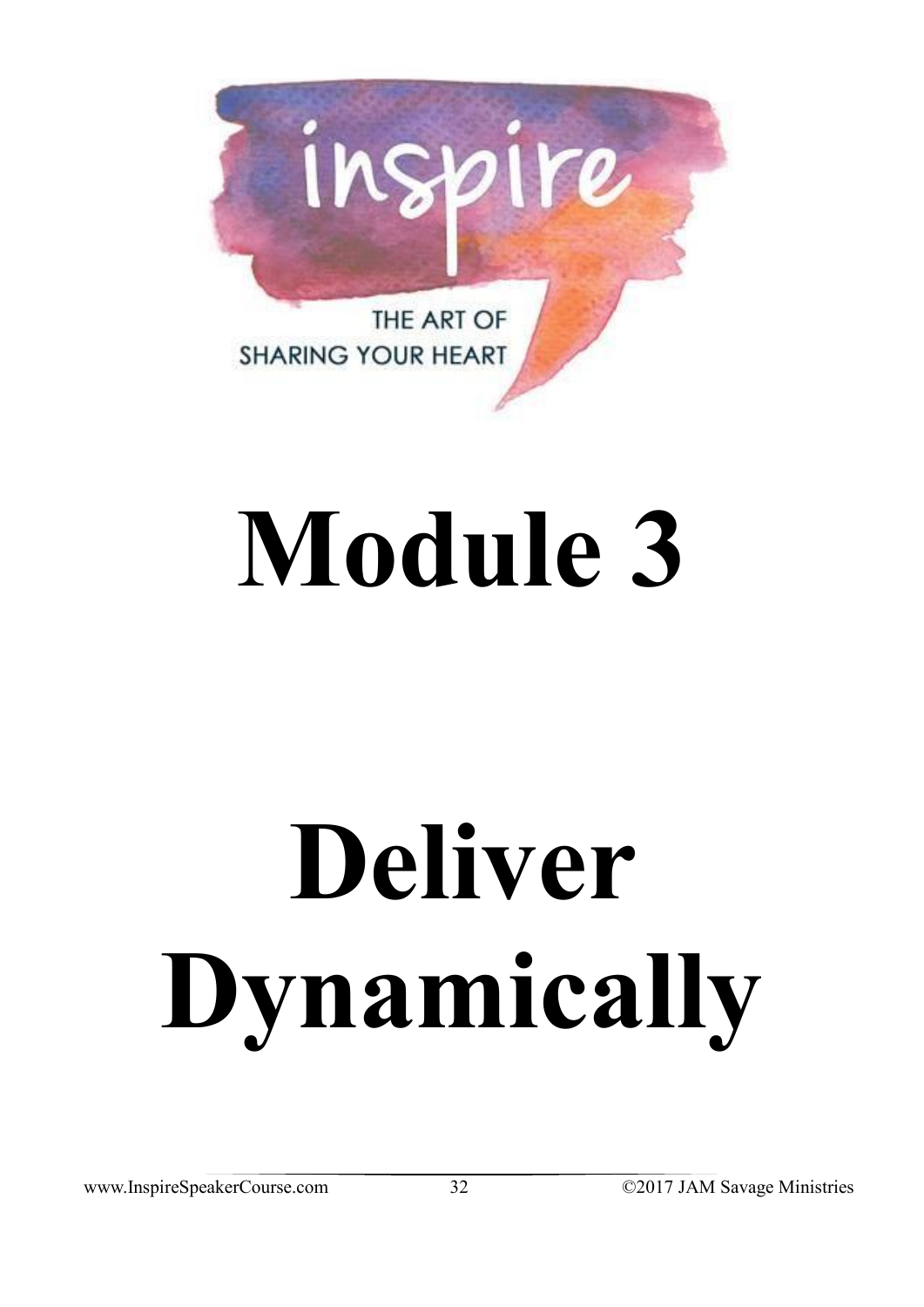inspire

THE ART OF SHARING YOUR HEART

# Module 3

# Deliver Dynamically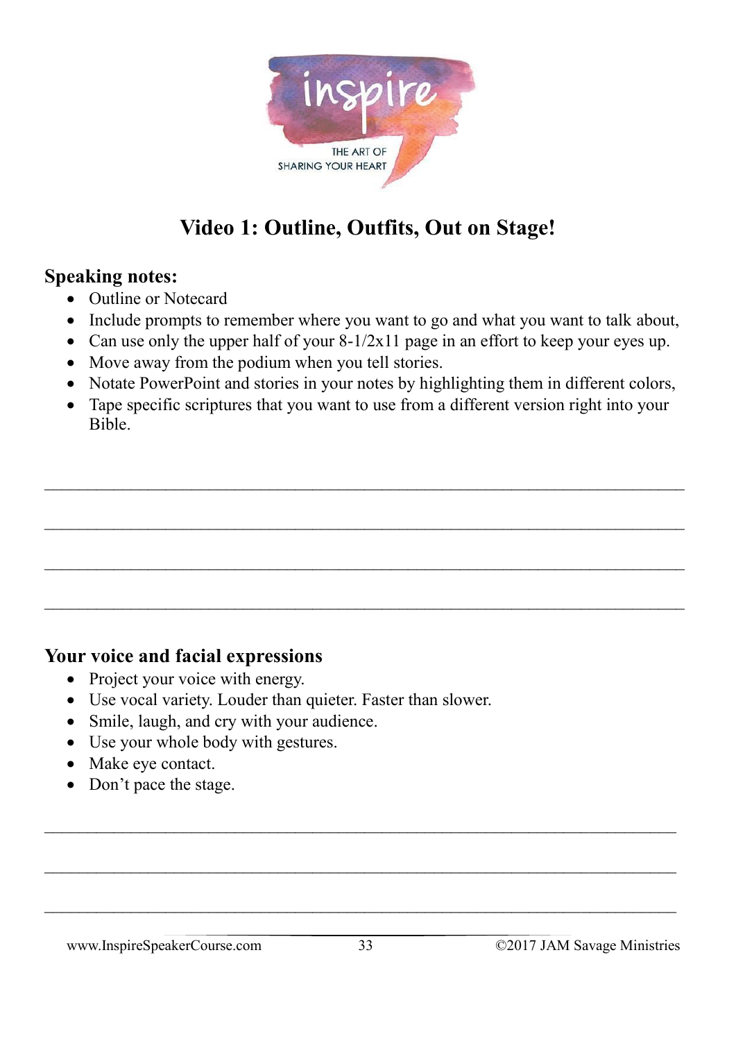# Video 1: Outline, Outfits, Out on Stage!

## Speaking notes:

- Outline or Notecard
- Include prompts to remember where you want to go and what you want to talk about,
- Can use only the upper half of your 8-1/2x11 page in an effort to keep your eyes up.
- Move away from the podium when you tell stories.
- Notate PowerPoint and stories in your notes by highlighting them in different colors,
- Tape specific scriptures that you want to use from a different version right into your Bible.

______________________________________________________________________

______________________________________________________________________

______________________________________________________________________

______________________________________________________________________

## Your voice and facial expressions

- Project your voice with energy.
- Use vocal variety. Louder than quieter. Faster than slower.
- Smile, laugh, and cry with your audience.
- Use your whole body with gestures.
- Make eye contact.
- Don't pace the stage.

______________________________________________________________________

______________________________________________________________________

______________________________________________________________________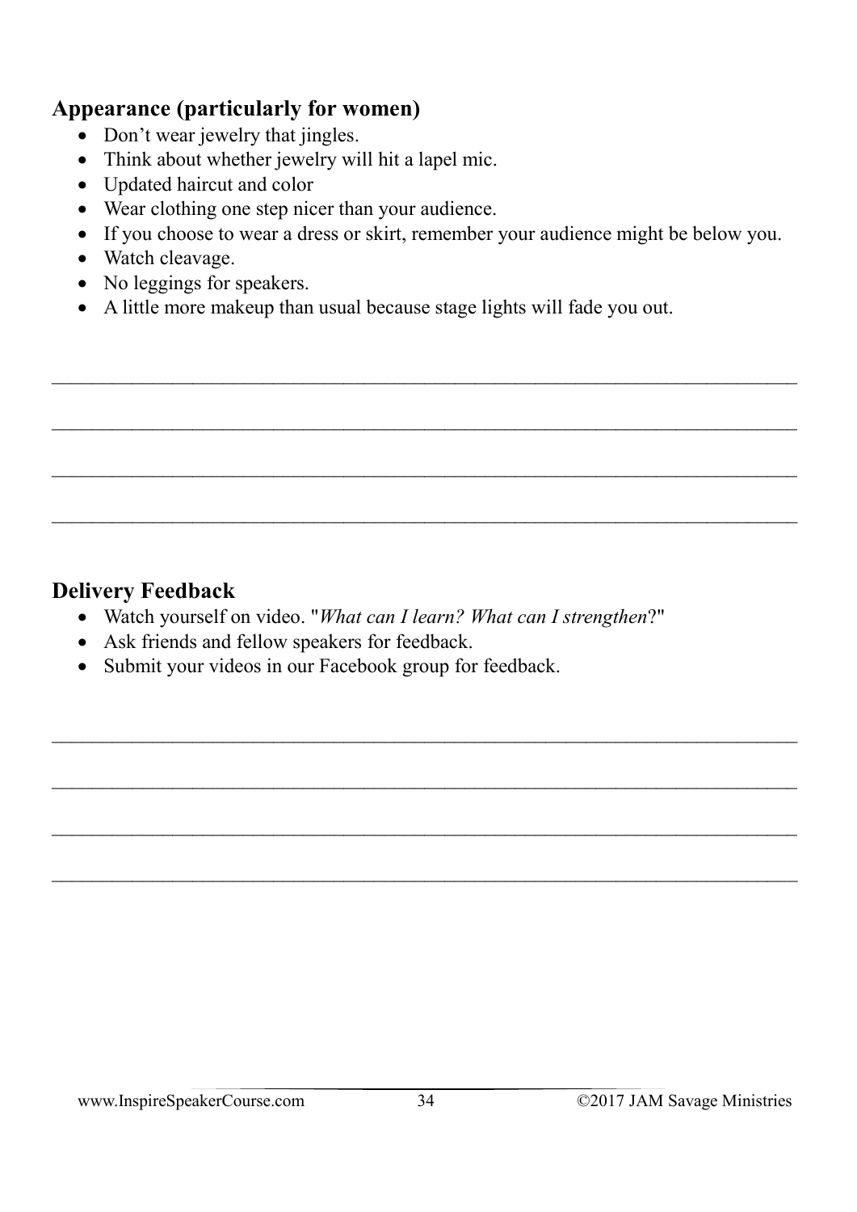## Appearance (particularly for women)

- Don't wear jewelry that jingles.
- Think about whether jewelry will hit a lapel mic.
- Updated haircut and color
- Wear clothing one step nicer than your audience.
- If you choose to wear a dress or skirt, remember your audience might be below you.
- Watch cleavage.
- No leggings for speakers.
- A little more makeup than usual because stage lights will fade you out.

\_\_\_\_\_\_\_\_\_\_\_\_\_\_\_\_\_\_\_\_\_\_\_\_\_\_\_\_\_\_\_\_\_\_\_\_\_\_\_\_\_\_\_\_\_\_\_\_\_\_\_\_\_\_\_\_\_\_\_\_\_\_\_\_\_\_\_\_\_\_

\_\_\_\_\_\_\_\_\_\_\_\_\_\_\_\_\_\_\_\_\_\_\_\_\_\_\_\_\_\_\_\_\_\_\_\_\_\_\_\_\_\_\_\_\_\_\_\_\_\_\_\_\_\_\_\_\_\_\_\_\_\_\_\_\_\_\_\_\_\_

\_\_\_\_\_\_\_\_\_\_\_\_\_\_\_\_\_\_\_\_\_\_\_\_\_\_\_\_\_\_\_\_\_\_\_\_\_\_\_\_\_\_\_\_\_\_\_\_\_\_\_\_\_\_\_\_\_\_\_\_\_\_\_\_\_\_\_\_\_\_

\_\_\_\_\_\_\_\_\_\_\_\_\_\_\_\_\_\_\_\_\_\_\_\_\_\_\_\_\_\_\_\_\_\_\_\_\_\_\_\_\_\_\_\_\_\_\_\_\_\_\_\_\_\_\_\_\_\_\_\_\_\_\_\_\_\_\_\_\_\_

## Delivery Feedback

- Watch yourself on video. "*What can I learn? What can I strengthen*?"
- Ask friends and fellow speakers for feedback.
- Submit your videos in our Facebook group for feedback.

\_\_\_\_\_\_\_\_\_\_\_\_\_\_\_\_\_\_\_\_\_\_\_\_\_\_\_\_\_\_\_\_\_\_\_\_\_\_\_\_\_\_\_\_\_\_\_\_\_\_\_\_\_\_\_\_\_\_\_\_\_\_\_\_\_\_\_\_\_\_

\_\_\_\_\_\_\_\_\_\_\_\_\_\_\_\_\_\_\_\_\_\_\_\_\_\_\_\_\_\_\_\_\_\_\_\_\_\_\_\_\_\_\_\_\_\_\_\_\_\_\_\_\_\_\_\_\_\_\_\_\_\_\_\_\_\_\_\_\_\_

\_\_\_\_\_\_\_\_\_\_\_\_\_\_\_\_\_\_\_\_\_\_\_\_\_\_\_\_\_\_\_\_\_\_\_\_\_\_\_\_\_\_\_\_\_\_\_\_\_\_\_\_\_\_\_\_\_\_\_\_\_\_\_\_\_\_\_\_\_\_

\_\_\_\_\_\_\_\_\_\_\_\_\_\_\_\_\_\_\_\_\_\_\_\_\_\_\_\_\_\_\_\_\_\_\_\_\_\_\_\_\_\_\_\_\_\_\_\_\_\_\_\_\_\_\_\_\_\_\_\_\_\_\_\_\_\_\_\_\_\_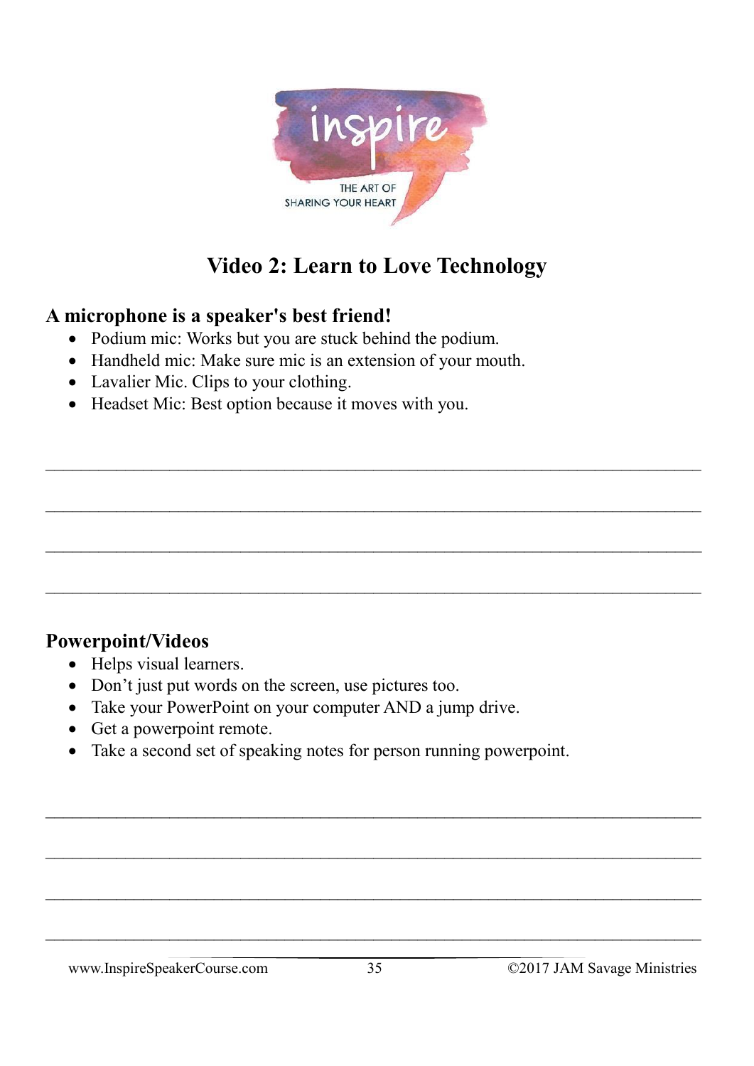inspire

THE ART OF SHARING YOUR HEART

## Video 2: Learn to Love Technology

### A microphone is a speaker's best friend!

- Podium mic: Works but you are stuck behind the podium.
- Handheld mic: Make sure mic is an extension of your mouth.
- Lavalier Mic. Clips to your clothing.
- Headset Mic: Best option because it moves with you.

___________________________________________________________________________

___________________________________________________________________________

___________________________________________________________________________

___________________________________________________________________________

### Powerpoint/Videos

- Helps visual learners.
- Don't just put words on the screen, use pictures too.
- Take your PowerPoint on your computer AND a jump drive.
- Get a powerpoint remote.
- Take a second set of speaking notes for person running powerpoint.

___________________________________________________________________________

___________________________________________________________________________

___________________________________________________________________________

___________________________________________________________________________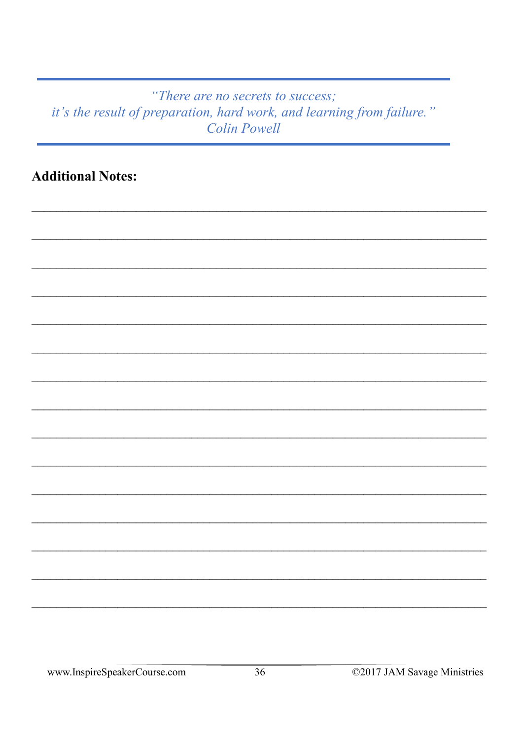*"There are no secrets to success;*
*it's the result of preparation, hard work, and learning from failure."*
*Colin Powell*

**Additional Notes:**

_______________________________________________________________________________

_______________________________________________________________________________

_______________________________________________________________________________

_______________________________________________________________________________

_______________________________________________________________________________

_______________________________________________________________________________

_______________________________________________________________________________

_______________________________________________________________________________

_______________________________________________________________________________

_______________________________________________________________________________

_______________________________________________________________________________

_______________________________________________________________________________

_______________________________________________________________________________

_______________________________________________________________________________

_______________________________________________________________________________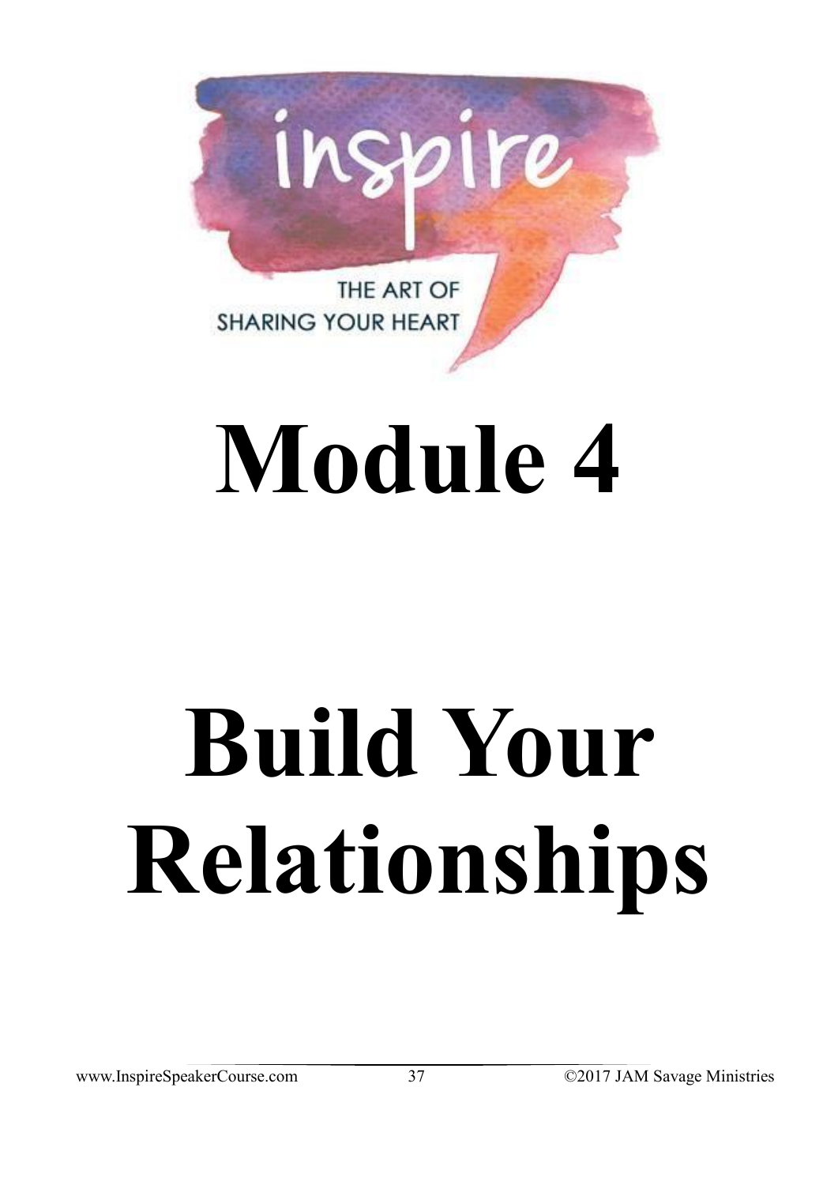inspire

THE ART OF SHARING YOUR HEART

# Module 4

# Build Your Relationships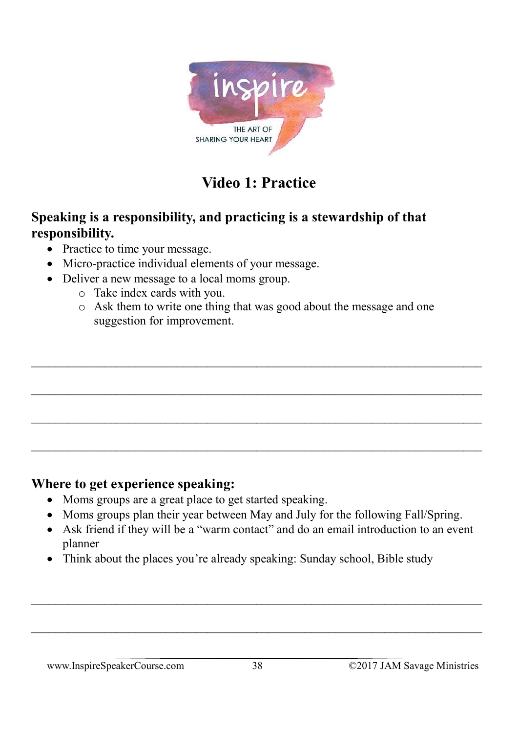inspire

THE ART OF SHARING YOUR HEART

# Video 1: Practice

**Speaking is a responsibility, and practicing is a stewardship of that responsibility.**

- Practice to time your message.
- Micro-practice individual elements of your message.
- Deliver a new message to a local moms group.
  - Take index cards with you.
  - Ask them to write one thing that was good about the message and one suggestion for improvement.

___________________________________________________________________________

___________________________________________________________________________

___________________________________________________________________________

___________________________________________________________________________

**Where to get experience speaking:**

- Moms groups are a great place to get started speaking.
- Moms groups plan their year between May and July for the following Fall/Spring.
- Ask friend if they will be a "warm contact" and do an email introduction to an event planner
- Think about the places you're already speaking: Sunday school, Bible study

___________________________________________________________________________

___________________________________________________________________________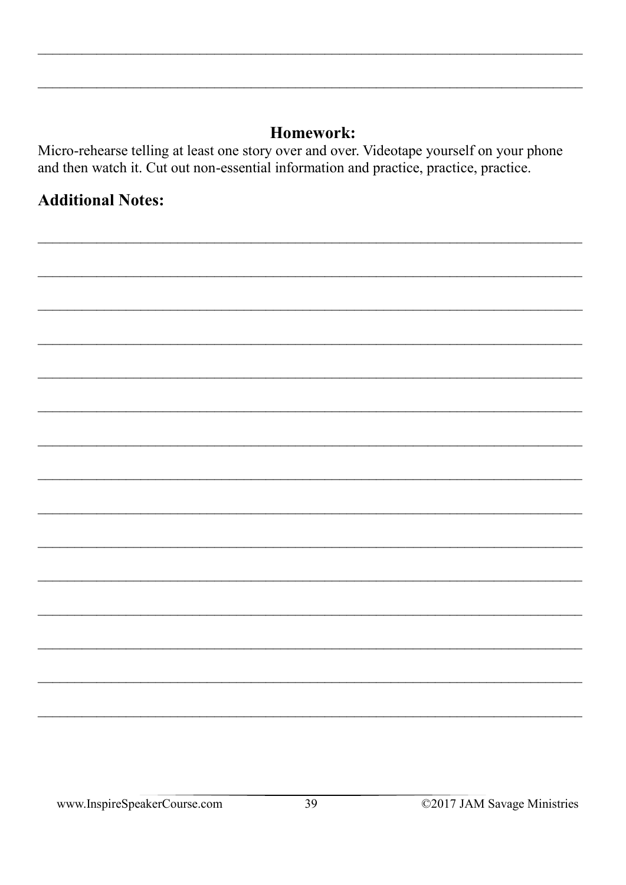## Homework:

Micro-rehearse telling at least one story over and over. Videotape yourself on your phone and then watch it. Cut out non-essential information and practice, practice, practice.

## Additional Notes: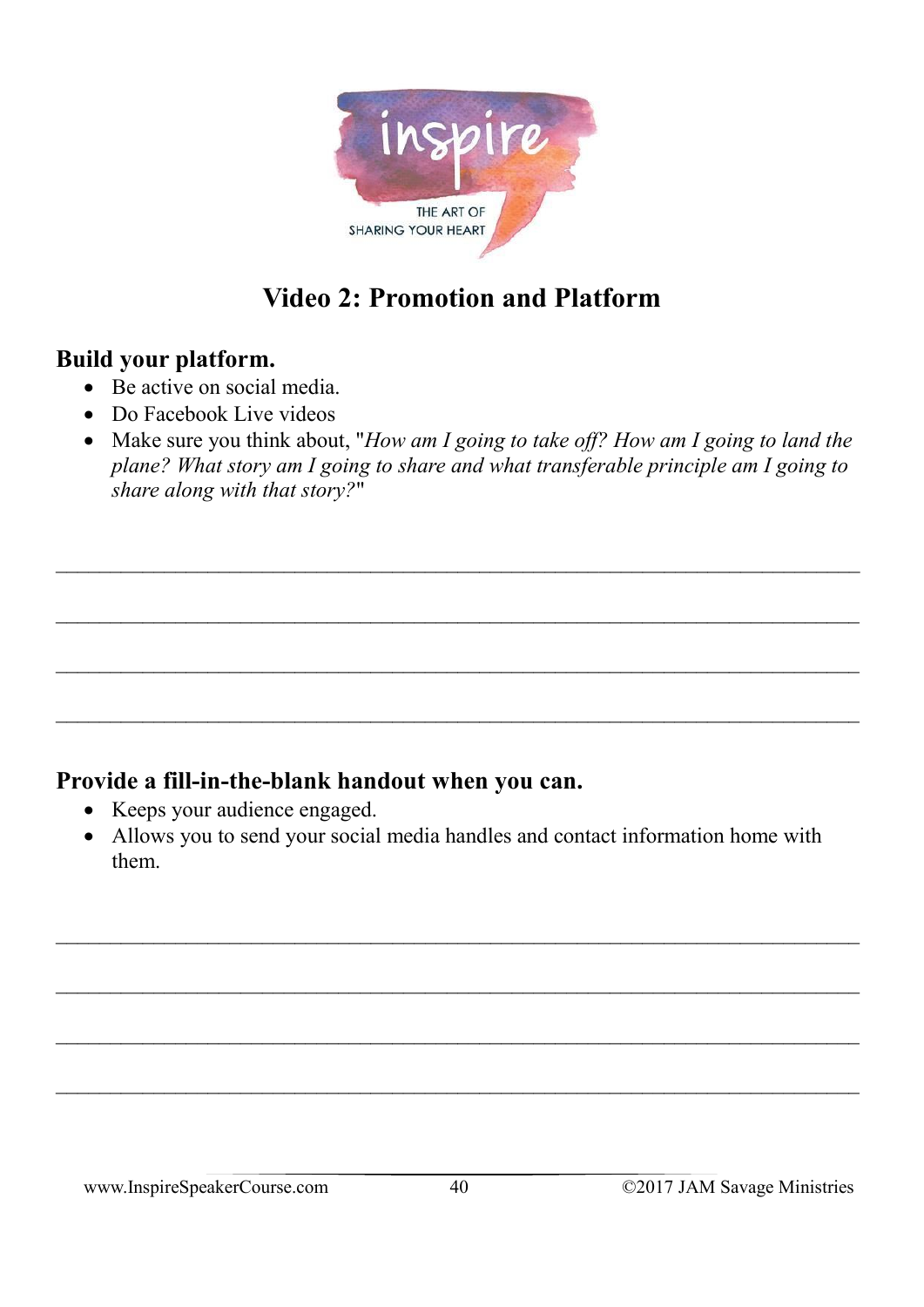# Video 2: Promotion and Platform

## Build your platform.

- Be active on social media.
- Do Facebook Live videos
- Make sure you think about, "*How am I going to take off? How am I going to land the plane? What story am I going to share and what transferable principle am I going to share along with that story?*"

______________________________________________________________________________

______________________________________________________________________________

______________________________________________________________________________

______________________________________________________________________________

## Provide a fill-in-the-blank handout when you can.

- Keeps your audience engaged.
- Allows you to send your social media handles and contact information home with them.

______________________________________________________________________________

______________________________________________________________________________

______________________________________________________________________________

______________________________________________________________________________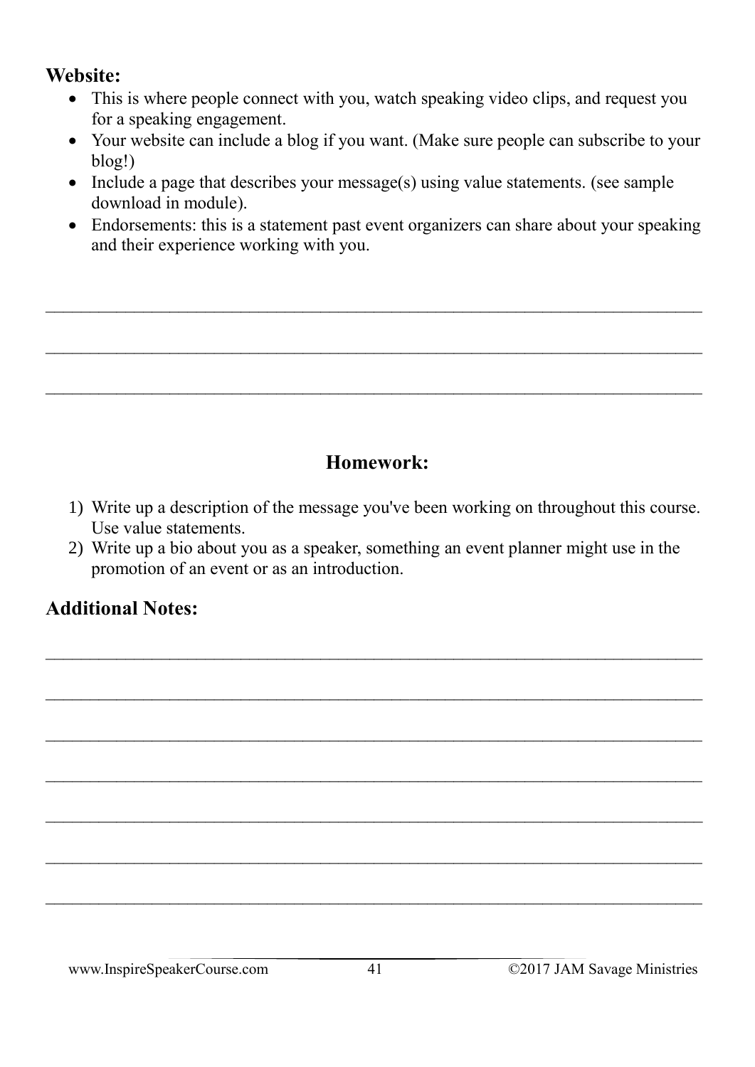## Website:

- This is where people connect with you, watch speaking video clips, and request you for a speaking engagement.
- Your website can include a blog if you want. (Make sure people can subscribe to your blog!)
- Include a page that describes your message(s) using value statements. (see sample download in module).
- Endorsements: this is a statement past event organizers can share about your speaking and their experience working with you.

___________________________________________________________________________

___________________________________________________________________________

___________________________________________________________________________

## Homework:

1) Write up a description of the message you've been working on throughout this course. Use value statements.
2) Write up a bio about you as a speaker, something an event planner might use in the promotion of an event or as an introduction.

## Additional Notes:

___________________________________________________________________________

___________________________________________________________________________

___________________________________________________________________________

___________________________________________________________________________

___________________________________________________________________________

___________________________________________________________________________

___________________________________________________________________________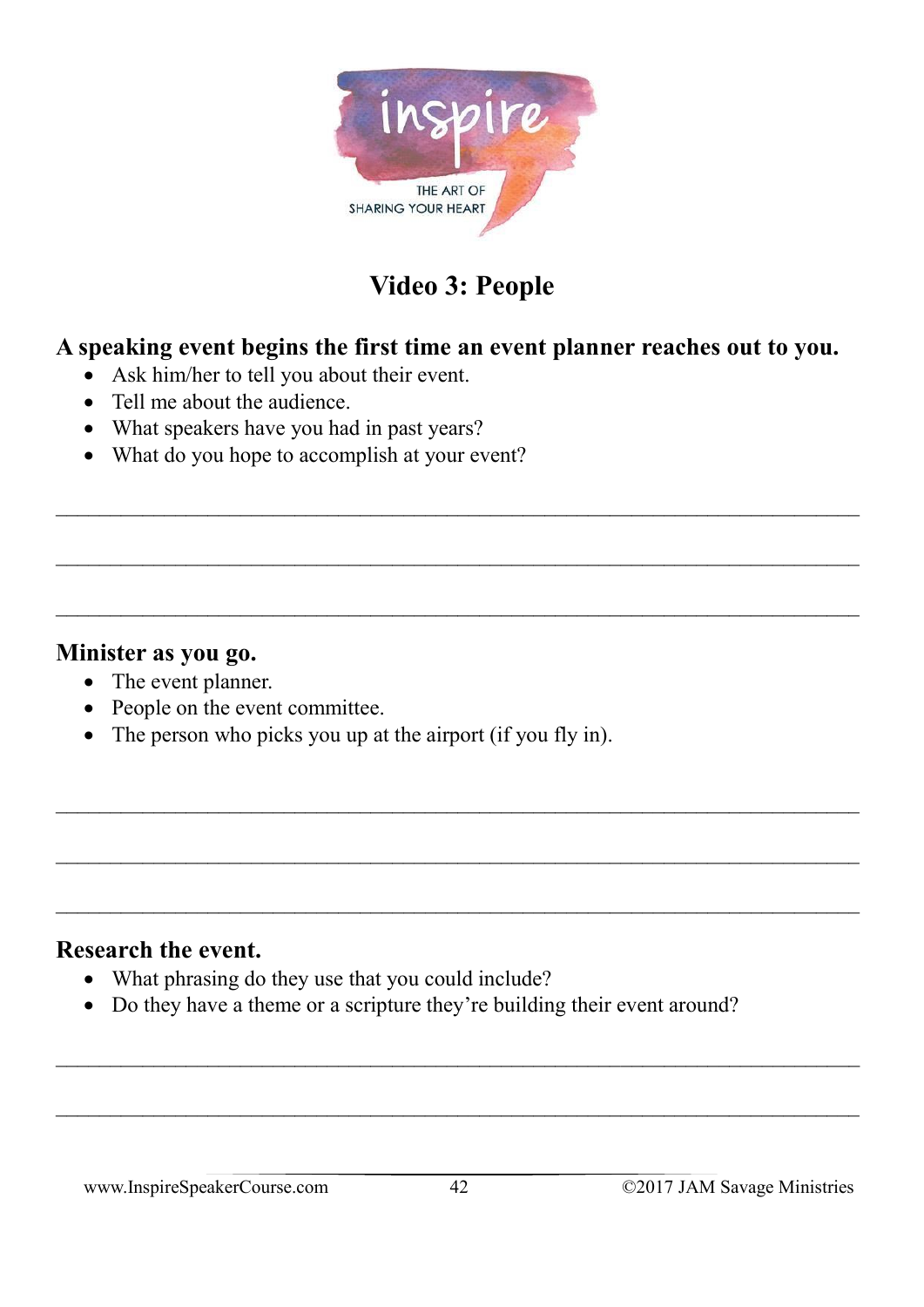inspire

THE ART OF SHARING YOUR HEART

# Video 3: People

**A speaking event begins the first time an event planner reaches out to you.**

- Ask him/her to tell you about their event.
- Tell me about the audience.
- What speakers have you had in past years?
- What do you hope to accomplish at your event?

______________________________________________________________________

______________________________________________________________________

______________________________________________________________________

**Minister as you go.**

- The event planner.
- People on the event committee.
- The person who picks you up at the airport (if you fly in).

______________________________________________________________________

______________________________________________________________________

______________________________________________________________________

**Research the event.**

- What phrasing do they use that you could include?
- Do they have a theme or a scripture they're building their event around?

______________________________________________________________________

______________________________________________________________________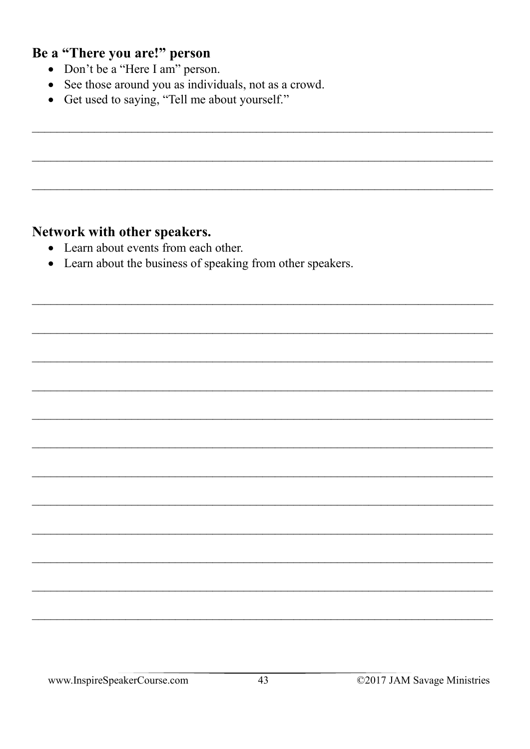### Be a "There you are!" person

- Don't be a "Here I am" person.
- See those around you as individuals, not as a crowd.
- Get used to saying, "Tell me about yourself."

### Network with other speakers.

- Learn about events from each other.
- Learn about the business of speaking from other speakers.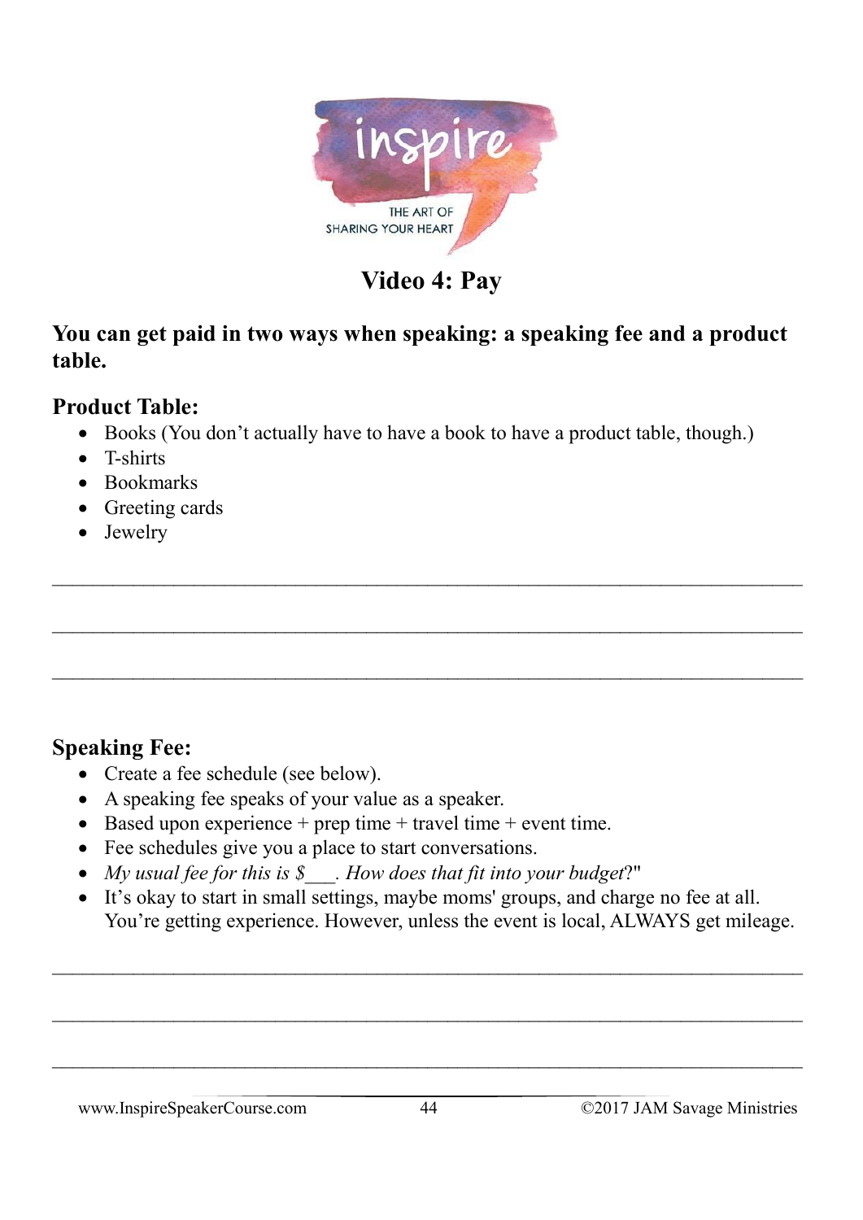# Video 4: Pay

**You can get paid in two ways when speaking: a speaking fee and a product table.**

## Product Table:

- Books (You don't actually have to have a book to have a product table, though.)
- T-shirts
- Bookmarks
- Greeting cards
- Jewelry

___________________________________________________________________________

___________________________________________________________________________

___________________________________________________________________________

## Speaking Fee:

- Create a fee schedule (see below).
- A speaking fee speaks of your value as a speaker.
- Based upon experience + prep time + travel time + event time.
- Fee schedules give you a place to start conversations.
- *My usual fee for this is $___. How does that fit into your budget*?"
- It's okay to start in small settings, maybe moms' groups, and charge no fee at all. You're getting experience. However, unless the event is local, ALWAYS get mileage.

___________________________________________________________________________

___________________________________________________________________________

___________________________________________________________________________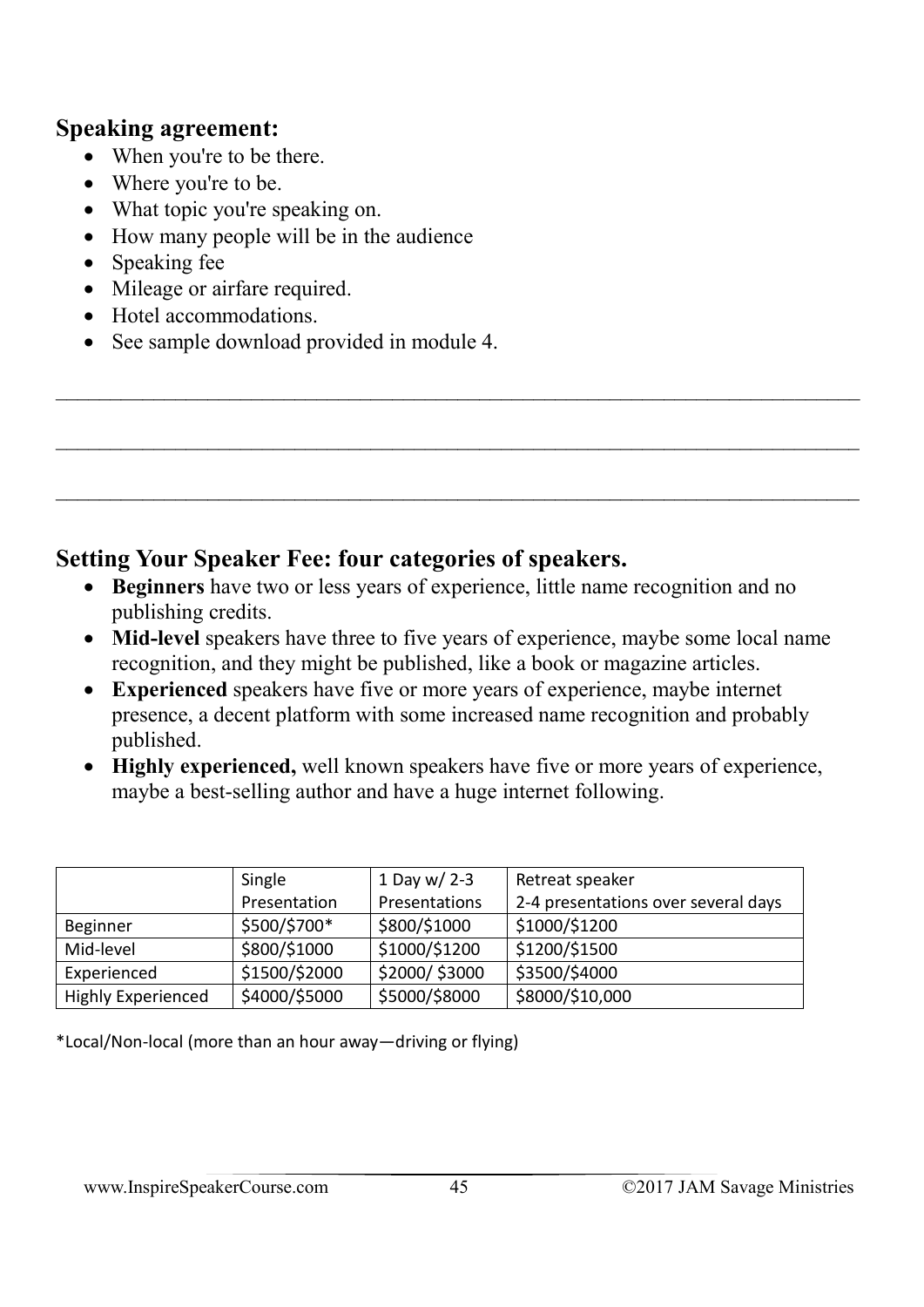## Speaking agreement:

- When you're to be there.
- Where you're to be.
- What topic you're speaking on.
- How many people will be in the audience
- Speaking fee
- Mileage or airfare required.
- Hotel accommodations.
- See sample download provided in module 4.

___________________________________________________________________________

___________________________________________________________________________

___________________________________________________________________________

## Setting Your Speaker Fee: four categories of speakers.

- **Beginners** have two or less years of experience, little name recognition and no publishing credits.
- **Mid-level** speakers have three to five years of experience, maybe some local name recognition, and they might be published, like a book or magazine articles.
- **Experienced** speakers have five or more years of experience, maybe internet presence, a decent platform with some increased name recognition and probably published.
- **Highly experienced,** well known speakers have five or more years of experience, maybe a best-selling author and have a huge internet following.

| | Single Presentation | 1 Day w/ 2-3 Presentations | Retreat speaker 2-4 presentations over several days |
|---|---|---|---|
| Beginner | $500/$700* | $800/$1000 | $1000/$1200 |
| Mid-level | $800/$1000 | $1000/$1200 | $1200/$1500 |
| Experienced | $1500/$2000 | $2000/ $3000 | $3500/$4000 |
| Highly Experienced | $4000/$5000 | $5000/$8000 | $8000/$10,000 |

*Local/Non-local (more than an hour away—driving or flying)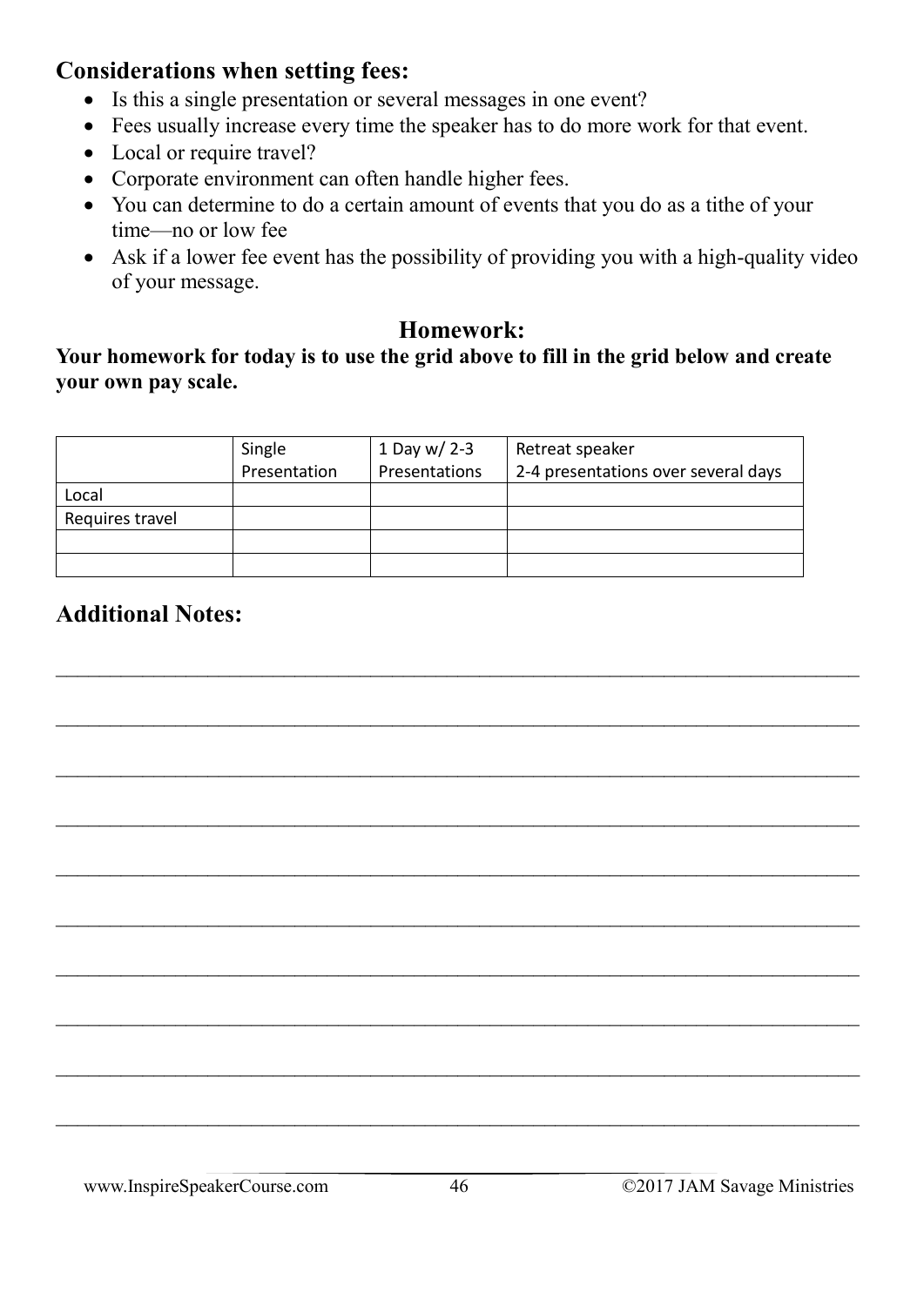## Considerations when setting fees:

- Is this a single presentation or several messages in one event?
- Fees usually increase every time the speaker has to do more work for that event.
- Local or require travel?
- Corporate environment can often handle higher fees.
- You can determine to do a certain amount of events that you do as a tithe of your time—no or low fee
- Ask if a lower fee event has the possibility of providing you with a high-quality video of your message.

## Homework:

**Your homework for today is to use the grid above to fill in the grid below and create your own pay scale.**

| | Single Presentation | 1 Day w/ 2-3 Presentations | Retreat speaker 2-4 presentations over several days |
|---|---|---|---|
| Local | | | |
| Requires travel | | | |
| | | | |
| | | | |

## Additional Notes:

_______________________________________________________________________________

_______________________________________________________________________________

_______________________________________________________________________________

_______________________________________________________________________________

_______________________________________________________________________________

_______________________________________________________________________________

_______________________________________________________________________________

_______________________________________________________________________________

_______________________________________________________________________________

_______________________________________________________________________________

www.InspireSpeakerCourse.com ©2017 JAM Savage Ministries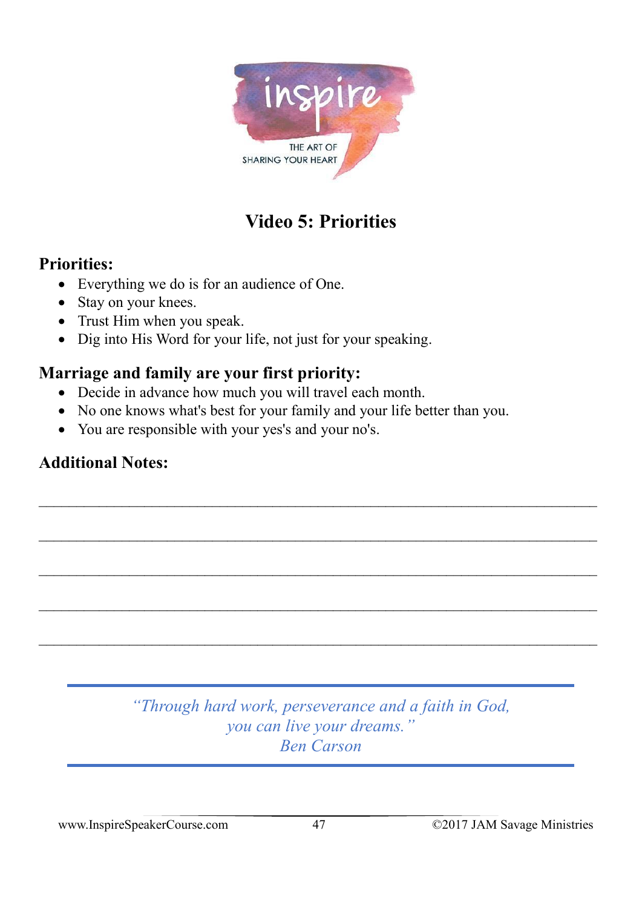## Video 5: Priorities

### Priorities:

- Everything we do is for an audience of One.
- Stay on your knees.
- Trust Him when you speak.
- Dig into His Word for your life, not just for your speaking.

### Marriage and family are your first priority:

- Decide in advance how much you will travel each month.
- No one knows what's best for your family and your life better than you.
- You are responsible with your yes's and your no's.

### Additional Notes:

___________________________________________________________________________

___________________________________________________________________________

___________________________________________________________________________

___________________________________________________________________________

___________________________________________________________________________

---

*"Through hard work, perseverance and a faith in God, you can live your dreams."*
*Ben Carson*

---